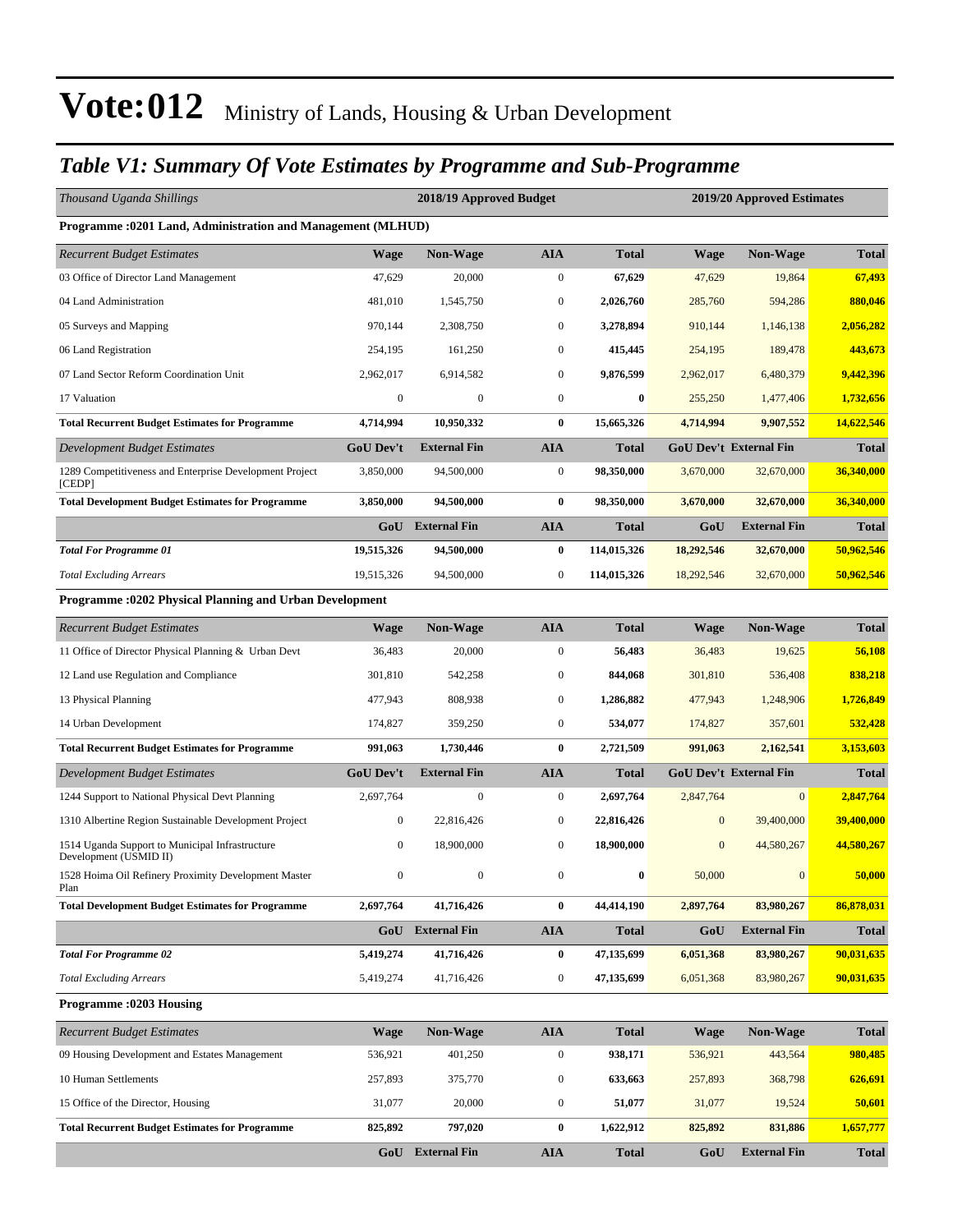# Vote:012 Ministry of Lands, Housing & Urban Development

## *Table V1: Summary Of Vote Estimates by Programme and Sub-Programme*

| *Thousand Uganda Shillings* | 2018/19 Approved Budget | | | | 2019/20 Approved Estimates | | |
|---|---|---|---|---|---|---|---|
| **Programme :0201 Land, Administration and Management (MLHUD)** | | | | | | | |
| *Recurrent Budget Estimates* | **Wage** | **Non-Wage** | **AIA** | **Total** | **Wage** | **Non-Wage** | **Total** |
| 03 Office of Director Land Management | 47,629 | 20,000 | 0 | **67,629** | 47,629 | 19,864 | **67,493** |
| 04 Land Administration | 481,010 | 1,545,750 | 0 | **2,026,760** | 285,760 | 594,286 | **880,046** |
| 05 Surveys and Mapping | 970,144 | 2,308,750 | 0 | **3,278,894** | 910,144 | 1,146,138 | **2,056,282** |
| 06 Land Registration | 254,195 | 161,250 | 0 | **415,445** | 254,195 | 189,478 | **443,673** |
| 07 Land Sector Reform Coordination Unit | 2,962,017 | 6,914,582 | 0 | **9,876,599** | 2,962,017 | 6,480,379 | **9,442,396** |
| 17 Valuation | 0 | 0 | 0 | **0** | 255,250 | 1,477,406 | **1,732,656** |
| **Total Recurrent Budget Estimates for Programme** | **4,714,994** | **10,950,332** | **0** | **15,665,326** | **4,714,994** | **9,907,552** | **14,622,546** |
| *Development Budget Estimates* | **GoU Dev't** | **External Fin** | **AIA** | **Total** | **GoU Dev't** | **External Fin** | **Total** |
| 1289 Competitiveness and Enterprise Development Project [CEDP] | 3,850,000 | 94,500,000 | 0 | **98,350,000** | 3,670,000 | 32,670,000 | **36,340,000** |
| **Total Development Budget Estimates for Programme** | **3,850,000** | **94,500,000** | **0** | **98,350,000** | **3,670,000** | **32,670,000** | **36,340,000** |
| | **GoU** | **External Fin** | **AIA** | **Total** | **GoU** | **External Fin** | **Total** |
| ***Total For Programme 01*** | **19,515,326** | **94,500,000** | **0** | **114,015,326** | **18,292,546** | **32,670,000** | **50,962,546** |
| *Total Excluding Arrears* | 19,515,326 | 94,500,000 | 0 | **114,015,326** | 18,292,546 | 32,670,000 | **50,962,546** |
| **Programme :0202 Physical Planning and Urban Development** | | | | | | | |
| *Recurrent Budget Estimates* | **Wage** | **Non-Wage** | **AIA** | **Total** | **Wage** | **Non-Wage** | **Total** |
| 11 Office of Director Physical Planning & Urban Devt | 36,483 | 20,000 | 0 | **56,483** | 36,483 | 19,625 | **56,108** |
| 12 Land use Regulation and Compliance | 301,810 | 542,258 | 0 | **844,068** | 301,810 | 536,408 | **838,218** |
| 13 Physical Planning | 477,943 | 808,938 | 0 | **1,286,882** | 477,943 | 1,248,906 | **1,726,849** |
| 14 Urban Development | 174,827 | 359,250 | 0 | **534,077** | 174,827 | 357,601 | **532,428** |
| **Total Recurrent Budget Estimates for Programme** | **991,063** | **1,730,446** | **0** | **2,721,509** | **991,063** | **2,162,541** | **3,153,603** |
| *Development Budget Estimates* | **GoU Dev't** | **External Fin** | **AIA** | **Total** | **GoU Dev't** | **External Fin** | **Total** |
| 1244 Support to National Physical Devt Planning | 2,697,764 | 0 | 0 | **2,697,764** | 2,847,764 | 0 | **2,847,764** |
| 1310 Albertine Region Sustainable Development Project | 0 | 22,816,426 | 0 | **22,816,426** | 0 | 39,400,000 | **39,400,000** |
| 1514 Uganda Support to Municipal Infrastructure Development (USMID II) | 0 | 18,900,000 | 0 | **18,900,000** | 0 | 44,580,267 | **44,580,267** |
| 1528 Hoima Oil Refinery Proximity Development Master Plan | 0 | 0 | 0 | **0** | 50,000 | 0 | **50,000** |
| **Total Development Budget Estimates for Programme** | **2,697,764** | **41,716,426** | **0** | **44,414,190** | **2,897,764** | **83,980,267** | **86,878,031** |
| | **GoU** | **External Fin** | **AIA** | **Total** | **GoU** | **External Fin** | **Total** |
| ***Total For Programme 02*** | **5,419,274** | **41,716,426** | **0** | **47,135,699** | **6,051,368** | **83,980,267** | **90,031,635** |
| *Total Excluding Arrears* | 5,419,274 | 41,716,426 | 0 | **47,135,699** | 6,051,368 | 83,980,267 | **90,031,635** |
| **Programme :0203 Housing** | | | | | | | |
| *Recurrent Budget Estimates* | **Wage** | **Non-Wage** | **AIA** | **Total** | **Wage** | **Non-Wage** | **Total** |
| 09 Housing Development and Estates Management | 536,921 | 401,250 | 0 | **938,171** | 536,921 | 443,564 | **980,485** |
| 10 Human Settlements | 257,893 | 375,770 | 0 | **633,663** | 257,893 | 368,798 | **626,691** |
| 15 Office of the Director, Housing | 31,077 | 20,000 | 0 | **51,077** | 31,077 | 19,524 | **50,601** |
| **Total Recurrent Budget Estimates for Programme** | **825,892** | **797,020** | **0** | **1,622,912** | **825,892** | **831,886** | **1,657,777** |
| | **GoU** | **External Fin** | **AIA** | **Total** | **GoU** | **External Fin** | **Total** |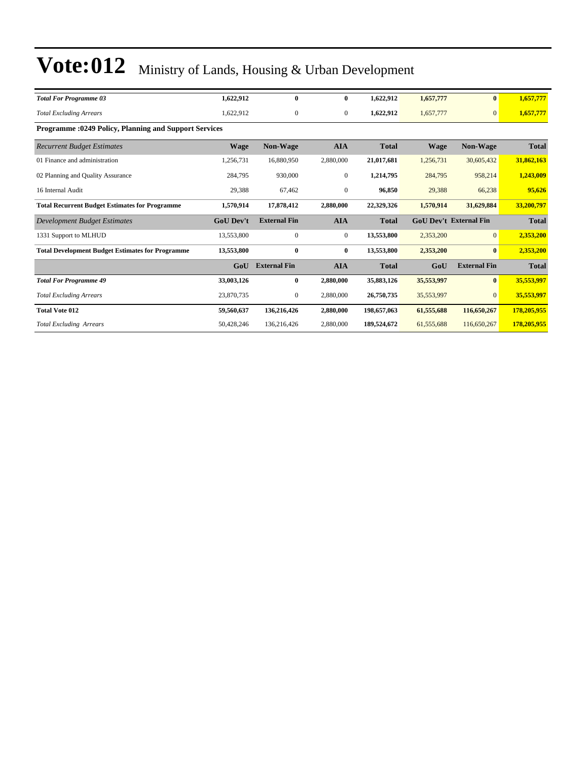# Vote:012 Ministry of Lands, Housing & Urban Development

| | | | | | | | |
|---|---|---|---|---|---|---|---|
| ***Total For Programme 03*** | **1,622,912** | **0** | **0** | **1,622,912** | **1,657,777** | **0** | **1,657,777** |
| *Total Excluding Arrears* | 1,622,912 | 0 | 0 | **1,622,912** | 1,657,777 | 0 | **1,657,777** |

**Programme :0249 Policy, Planning and Support Services**

| *Recurrent Budget Estimates* | Wage | Non-Wage | AIA | Total | Wage | Non-Wage | Total |
|---|---|---|---|---|---|---|---|
| 01 Finance and administration | 1,256,731 | 16,880,950 | 2,880,000 | **21,017,681** | 1,256,731 | 30,605,432 | **31,862,163** |
| 02 Planning and Quality Assurance | 284,795 | 930,000 | 0 | **1,214,795** | 284,795 | 958,214 | **1,243,009** |
| 16 Internal Audit | 29,388 | 67,462 | 0 | **96,850** | 29,388 | 66,238 | **95,626** |
| **Total Recurrent Budget Estimates for Programme** | **1,570,914** | **17,878,412** | **2,880,000** | **22,329,326** | **1,570,914** | **31,629,884** | **33,200,797** |
| *Development Budget Estimates* | **GoU Dev't** | **External Fin** | **AIA** | **Total** | **GoU Dev't** | **External Fin** | **Total** |
| 1331 Support to MLHUD | 13,553,800 | 0 | 0 | **13,553,800** | 2,353,200 | 0 | **2,353,200** |
| **Total Development Budget Estimates for Programme** | **13,553,800** | **0** | **0** | **13,553,800** | **2,353,200** | **0** | **2,353,200** |
| | **GoU** | **External Fin** | **AIA** | **Total** | **GoU** | **External Fin** | **Total** |
| ***Total For Programme 49*** | **33,003,126** | **0** | **2,880,000** | **35,883,126** | **35,553,997** | **0** | **35,553,997** |
| *Total Excluding Arrears* | 23,870,735 | 0 | 2,880,000 | **26,750,735** | 35,553,997 | 0 | **35,553,997** |
| **Total Vote 012** | **59,560,637** | **136,216,426** | **2,880,000** | **198,657,063** | **61,555,688** | **116,650,267** | **178,205,955** |
| *Total Excluding Arrears* | 50,428,246 | 136,216,426 | 2,880,000 | **189,524,672** | 61,555,688 | 116,650,267 | **178,205,955** |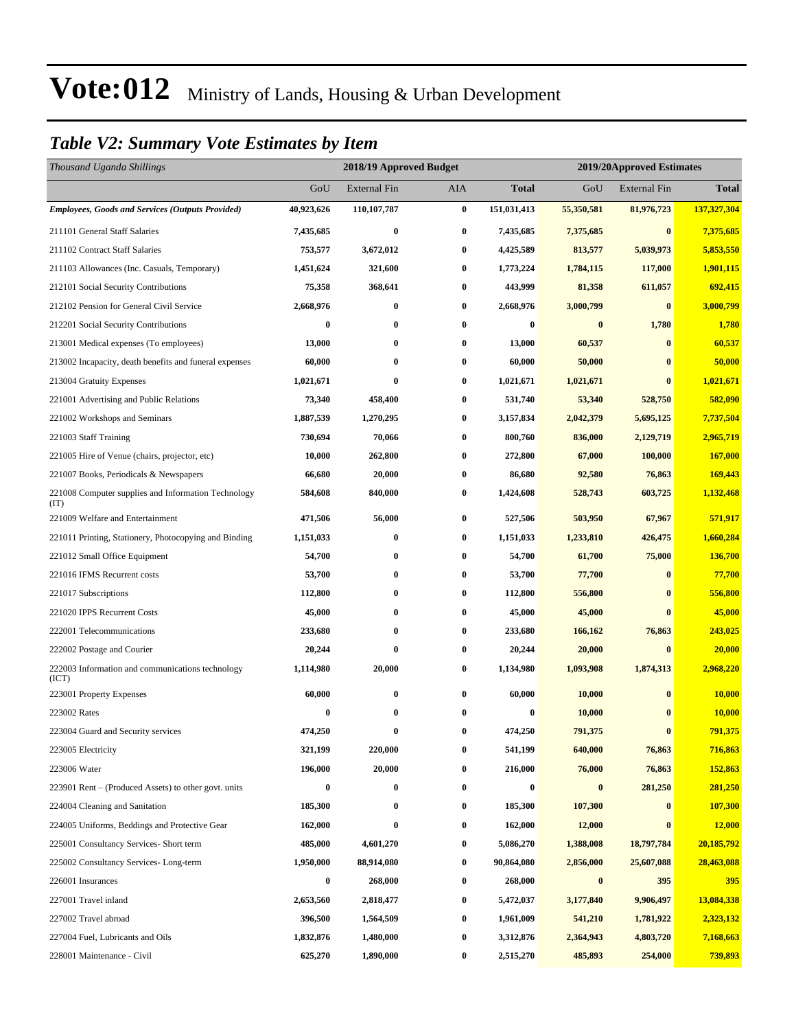# Vote:012 Ministry of Lands, Housing & Urban Development

## *Table V2: Summary Vote Estimates by Item*

| *Thousand Uganda Shillings* | 2018/19 Approved Budget | | | | 2019/20Approved Estimates | | |
|---|---|---|---|---|---|---|---|
| | GoU | External Fin | AIA | **Total** | GoU | External Fin | **Total** |
| ***Employees, Goods and Services (Outputs Provided)*** | **40,923,626** | **110,107,787** | **0** | **151,031,413** | **55,350,581** | **81,976,723** | **137,327,304** |
| 211101 General Staff Salaries | **7,435,685** | **0** | **0** | **7,435,685** | **7,375,685** | **0** | **7,375,685** |
| 211102 Contract Staff Salaries | **753,577** | **3,672,012** | **0** | **4,425,589** | **813,577** | **5,039,973** | **5,853,550** |
| 211103 Allowances (Inc. Casuals, Temporary) | **1,451,624** | **321,600** | **0** | **1,773,224** | **1,784,115** | **117,000** | **1,901,115** |
| 212101 Social Security Contributions | **75,358** | **368,641** | **0** | **443,999** | **81,358** | **611,057** | **692,415** |
| 212102 Pension for General Civil Service | **2,668,976** | **0** | **0** | **2,668,976** | **3,000,799** | **0** | **3,000,799** |
| 212201 Social Security Contributions | **0** | **0** | **0** | **0** | **0** | **1,780** | **1,780** |
| 213001 Medical expenses (To employees) | **13,000** | **0** | **0** | **13,000** | **60,537** | **0** | **60,537** |
| 213002 Incapacity, death benefits and funeral expenses | **60,000** | **0** | **0** | **60,000** | **50,000** | **0** | **50,000** |
| 213004 Gratuity Expenses | **1,021,671** | **0** | **0** | **1,021,671** | **1,021,671** | **0** | **1,021,671** |
| 221001 Advertising and Public Relations | **73,340** | **458,400** | **0** | **531,740** | **53,340** | **528,750** | **582,090** |
| 221002 Workshops and Seminars | **1,887,539** | **1,270,295** | **0** | **3,157,834** | **2,042,379** | **5,695,125** | **7,737,504** |
| 221003 Staff Training | **730,694** | **70,066** | **0** | **800,760** | **836,000** | **2,129,719** | **2,965,719** |
| 221005 Hire of Venue (chairs, projector, etc) | **10,000** | **262,800** | **0** | **272,800** | **67,000** | **100,000** | **167,000** |
| 221007 Books, Periodicals & Newspapers | **66,680** | **20,000** | **0** | **86,680** | **92,580** | **76,863** | **169,443** |
| 221008 Computer supplies and Information Technology (IT) | **584,608** | **840,000** | **0** | **1,424,608** | **528,743** | **603,725** | **1,132,468** |
| 221009 Welfare and Entertainment | **471,506** | **56,000** | **0** | **527,506** | **503,950** | **67,967** | **571,917** |
| 221011 Printing, Stationery, Photocopying and Binding | **1,151,033** | **0** | **0** | **1,151,033** | **1,233,810** | **426,475** | **1,660,284** |
| 221012 Small Office Equipment | **54,700** | **0** | **0** | **54,700** | **61,700** | **75,000** | **136,700** |
| 221016 IFMS Recurrent costs | **53,700** | **0** | **0** | **53,700** | **77,700** | **0** | **77,700** |
| 221017 Subscriptions | **112,800** | **0** | **0** | **112,800** | **556,800** | **0** | **556,800** |
| 221020 IPPS Recurrent Costs | **45,000** | **0** | **0** | **45,000** | **45,000** | **0** | **45,000** |
| 222001 Telecommunications | **233,680** | **0** | **0** | **233,680** | **166,162** | **76,863** | **243,025** |
| 222002 Postage and Courier | **20,244** | **0** | **0** | **20,244** | **20,000** | **0** | **20,000** |
| 222003 Information and communications technology (ICT) | **1,114,980** | **20,000** | **0** | **1,134,980** | **1,093,908** | **1,874,313** | **2,968,220** |
| 223001 Property Expenses | **60,000** | **0** | **0** | **60,000** | **10,000** | **0** | **10,000** |
| 223002 Rates | **0** | **0** | **0** | **0** | **10,000** | **0** | **10,000** |
| 223004 Guard and Security services | **474,250** | **0** | **0** | **474,250** | **791,375** | **0** | **791,375** |
| 223005 Electricity | **321,199** | **220,000** | **0** | **541,199** | **640,000** | **76,863** | **716,863** |
| 223006 Water | **196,000** | **20,000** | **0** | **216,000** | **76,000** | **76,863** | **152,863** |
| 223901 Rent – (Produced Assets) to other govt. units | **0** | **0** | **0** | **0** | **0** | **281,250** | **281,250** |
| 224004 Cleaning and Sanitation | **185,300** | **0** | **0** | **185,300** | **107,300** | **0** | **107,300** |
| 224005 Uniforms, Beddings and Protective Gear | **162,000** | **0** | **0** | **162,000** | **12,000** | **0** | **12,000** |
| 225001 Consultancy Services- Short term | **485,000** | **4,601,270** | **0** | **5,086,270** | **1,388,008** | **18,797,784** | **20,185,792** |
| 225002 Consultancy Services- Long-term | **1,950,000** | **88,914,080** | **0** | **90,864,080** | **2,856,000** | **25,607,088** | **28,463,088** |
| 226001 Insurances | **0** | **268,000** | **0** | **268,000** | **0** | **395** | **395** |
| 227001 Travel inland | **2,653,560** | **2,818,477** | **0** | **5,472,037** | **3,177,840** | **9,906,497** | **13,084,338** |
| 227002 Travel abroad | **396,500** | **1,564,509** | **0** | **1,961,009** | **541,210** | **1,781,922** | **2,323,132** |
| 227004 Fuel, Lubricants and Oils | **1,832,876** | **1,480,000** | **0** | **3,312,876** | **2,364,943** | **4,803,720** | **7,168,663** |
| 228001 Maintenance - Civil | **625,270** | **1,890,000** | **0** | **2,515,270** | **485,893** | **254,000** | **739,893** |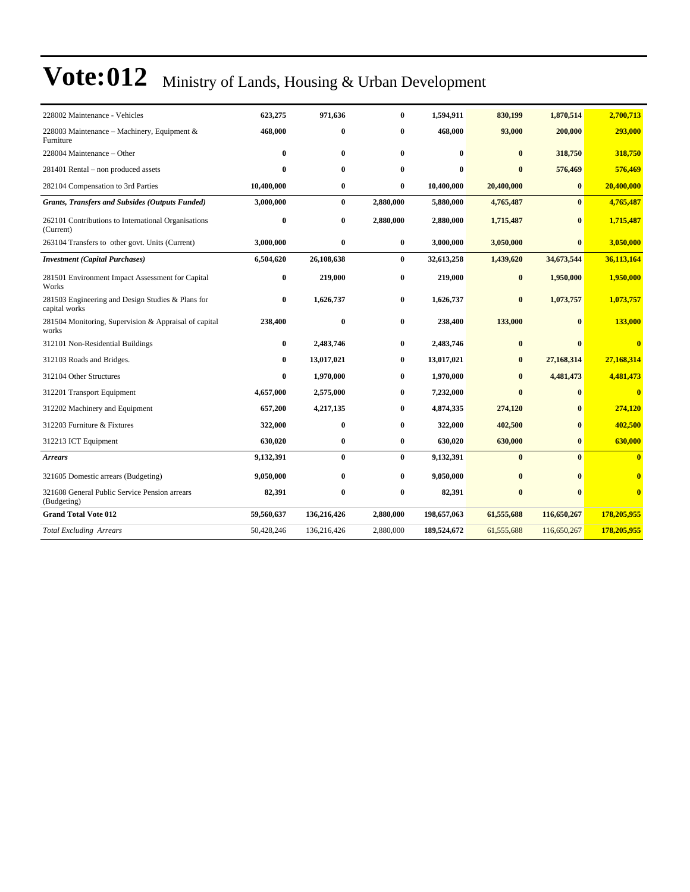# Vote:012 Ministry of Lands, Housing & Urban Development

| | | | | | | | |
|---|---|---|---|---|---|---|---|
| 228002 Maintenance - Vehicles | **623,275** | **971,636** | **0** | **1,594,911** | **830,199** | **1,870,514** | **2,700,713** |
| 228003 Maintenance – Machinery, Equipment & Furniture | **468,000** | **0** | **0** | **468,000** | **93,000** | **200,000** | **293,000** |
| 228004 Maintenance – Other | **0** | **0** | **0** | **0** | **0** | **318,750** | **318,750** |
| 281401 Rental – non produced assets | **0** | **0** | **0** | **0** | **0** | **576,469** | **576,469** |
| 282104 Compensation to 3rd Parties | **10,400,000** | **0** | **0** | **10,400,000** | **20,400,000** | **0** | **20,400,000** |
| ***Grants, Transfers and Subsides (Outputs Funded)*** | **3,000,000** | **0** | **2,880,000** | **5,880,000** | **4,765,487** | **0** | **4,765,487** |
| 262101 Contributions to International Organisations (Current) | **0** | **0** | **2,880,000** | **2,880,000** | **1,715,487** | **0** | **1,715,487** |
| 263104 Transfers to other govt. Units (Current) | **3,000,000** | **0** | **0** | **3,000,000** | **3,050,000** | **0** | **3,050,000** |
| ***Investment (Capital Purchases)*** | **6,504,620** | **26,108,638** | **0** | **32,613,258** | **1,439,620** | **34,673,544** | **36,113,164** |
| 281501 Environment Impact Assessment for Capital Works | **0** | **219,000** | **0** | **219,000** | **0** | **1,950,000** | **1,950,000** |
| 281503 Engineering and Design Studies & Plans for capital works | **0** | **1,626,737** | **0** | **1,626,737** | **0** | **1,073,757** | **1,073,757** |
| 281504 Monitoring, Supervision & Appraisal of capital works | **238,400** | **0** | **0** | **238,400** | **133,000** | **0** | **133,000** |
| 312101 Non-Residential Buildings | **0** | **2,483,746** | **0** | **2,483,746** | **0** | **0** | **0** |
| 312103 Roads and Bridges. | **0** | **13,017,021** | **0** | **13,017,021** | **0** | **27,168,314** | **27,168,314** |
| 312104 Other Structures | **0** | **1,970,000** | **0** | **1,970,000** | **0** | **4,481,473** | **4,481,473** |
| 312201 Transport Equipment | **4,657,000** | **2,575,000** | **0** | **7,232,000** | **0** | **0** | **0** |
| 312202 Machinery and Equipment | **657,200** | **4,217,135** | **0** | **4,874,335** | **274,120** | **0** | **274,120** |
| 312203 Furniture & Fixtures | **322,000** | **0** | **0** | **322,000** | **402,500** | **0** | **402,500** |
| 312213 ICT Equipment | **630,020** | **0** | **0** | **630,020** | **630,000** | **0** | **630,000** |
| ***Arrears*** | **9,132,391** | **0** | **0** | **9,132,391** | **0** | **0** | **0** |
| 321605 Domestic arrears (Budgeting) | **9,050,000** | **0** | **0** | **9,050,000** | **0** | **0** | **0** |
| 321608 General Public Service Pension arrears (Budgeting) | **82,391** | **0** | **0** | **82,391** | **0** | **0** | **0** |
| **Grand Total Vote 012** | **59,560,637** | **136,216,426** | **2,880,000** | **198,657,063** | **61,555,688** | **116,650,267** | **178,205,955** |
| *Total Excluding Arrears* | 50,428,246 | 136,216,426 | 2,880,000 | **189,524,672** | 61,555,688 | 116,650,267 | **178,205,955** |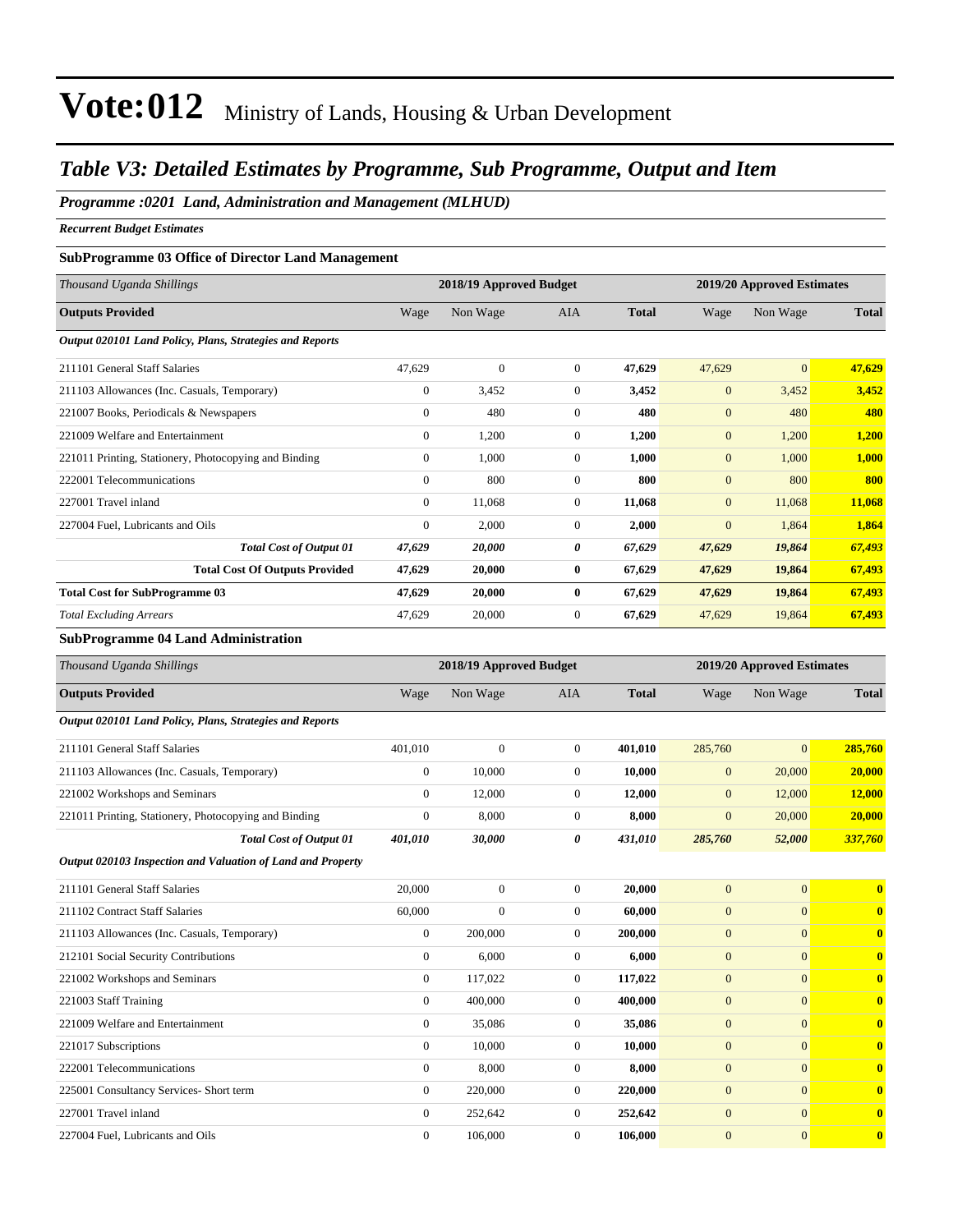# Vote:012 Ministry of Lands, Housing & Urban Development

## Table V3: Detailed Estimates by Programme, Sub Programme, Output and Item

### Programme :0201 Land, Administration and Management (MLHUD)

***Recurrent Budget Estimates***

**SubProgramme 03 Office of Director Land Management**

| *Thousand Uganda Shillings* | 2018/19 Approved Budget | | | | 2019/20 Approved Estimates | | |
|---|---|---|---|---|---|---|---|
| **Outputs Provided** | Wage | Non Wage | AIA | **Total** | Wage | Non Wage | **Total** |
| ***Output 020101 Land Policy, Plans, Strategies and Reports*** | | | | | | | |
| 211101 General Staff Salaries | 47,629 | 0 | 0 | **47,629** | 47,629 | 0 | **47,629** |
| 211103 Allowances (Inc. Casuals, Temporary) | 0 | 3,452 | 0 | **3,452** | 0 | 3,452 | **3,452** |
| 221007 Books, Periodicals & Newspapers | 0 | 480 | 0 | **480** | 0 | 480 | **480** |
| 221009 Welfare and Entertainment | 0 | 1,200 | 0 | **1,200** | 0 | 1,200 | **1,200** |
| 221011 Printing, Stationery, Photocopying and Binding | 0 | 1,000 | 0 | **1,000** | 0 | 1,000 | **1,000** |
| 222001 Telecommunications | 0 | 800 | 0 | **800** | 0 | 800 | **800** |
| 227001 Travel inland | 0 | 11,068 | 0 | **11,068** | 0 | 11,068 | **11,068** |
| 227004 Fuel, Lubricants and Oils | 0 | 2,000 | 0 | **2,000** | 0 | 1,864 | **1,864** |
| ***Total Cost of Output 01*** | ***47,629*** | ***20,000*** | ***0*** | ***67,629*** | ***47,629*** | ***19,864*** | ***67,493*** |
| **Total Cost Of Outputs Provided** | **47,629** | **20,000** | **0** | **67,629** | **47,629** | **19,864** | **67,493** |
| **Total Cost for SubProgramme 03** | **47,629** | **20,000** | **0** | **67,629** | **47,629** | **19,864** | **67,493** |
| *Total Excluding Arrears* | 47,629 | 20,000 | 0 | **67,629** | 47,629 | 19,864 | **67,493** |

**SubProgramme 04 Land Administration**

| *Thousand Uganda Shillings* | 2018/19 Approved Budget | | | | 2019/20 Approved Estimates | | |
|---|---|---|---|---|---|---|---|
| **Outputs Provided** | Wage | Non Wage | AIA | **Total** | Wage | Non Wage | **Total** |
| ***Output 020101 Land Policy, Plans, Strategies and Reports*** | | | | | | | |
| 211101 General Staff Salaries | 401,010 | 0 | 0 | **401,010** | 285,760 | 0 | **285,760** |
| 211103 Allowances (Inc. Casuals, Temporary) | 0 | 10,000 | 0 | **10,000** | 0 | 20,000 | **20,000** |
| 221002 Workshops and Seminars | 0 | 12,000 | 0 | **12,000** | 0 | 12,000 | **12,000** |
| 221011 Printing, Stationery, Photocopying and Binding | 0 | 8,000 | 0 | **8,000** | 0 | 20,000 | **20,000** |
| ***Total Cost of Output 01*** | ***401,010*** | ***30,000*** | ***0*** | ***431,010*** | ***285,760*** | ***52,000*** | ***337,760*** |
| ***Output 020103 Inspection and Valuation of Land and Property*** | | | | | | | |
| 211101 General Staff Salaries | 20,000 | 0 | 0 | **20,000** | 0 | 0 | **0** |
| 211102 Contract Staff Salaries | 60,000 | 0 | 0 | **60,000** | 0 | 0 | **0** |
| 211103 Allowances (Inc. Casuals, Temporary) | 0 | 200,000 | 0 | **200,000** | 0 | 0 | **0** |
| 212101 Social Security Contributions | 0 | 6,000 | 0 | **6,000** | 0 | 0 | **0** |
| 221002 Workshops and Seminars | 0 | 117,022 | 0 | **117,022** | 0 | 0 | **0** |
| 221003 Staff Training | 0 | 400,000 | 0 | **400,000** | 0 | 0 | **0** |
| 221009 Welfare and Entertainment | 0 | 35,086 | 0 | **35,086** | 0 | 0 | **0** |
| 221017 Subscriptions | 0 | 10,000 | 0 | **10,000** | 0 | 0 | **0** |
| 222001 Telecommunications | 0 | 8,000 | 0 | **8,000** | 0 | 0 | **0** |
| 225001 Consultancy Services- Short term | 0 | 220,000 | 0 | **220,000** | 0 | 0 | **0** |
| 227001 Travel inland | 0 | 252,642 | 0 | **252,642** | 0 | 0 | **0** |
| 227004 Fuel, Lubricants and Oils | 0 | 106,000 | 0 | **106,000** | 0 | 0 | **0** |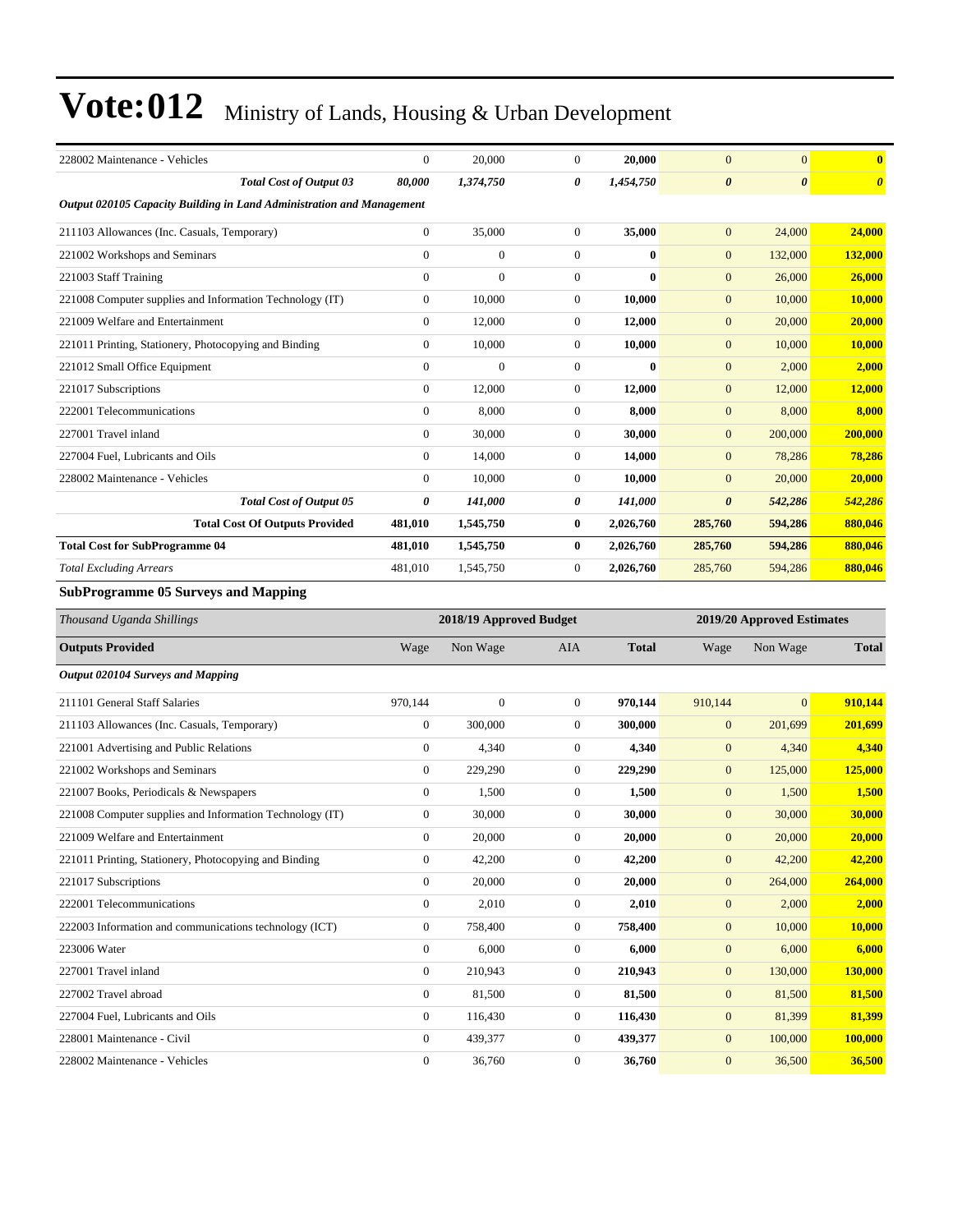# Vote:012 Ministry of Lands, Housing & Urban Development

| | | | | | | | |
|---|---|---|---|---|---|---|---|
| 228002 Maintenance - Vehicles | 0 | 20,000 | 0 | **20,000** | 0 | 0 | **0** |
| ***Total Cost of Output 03*** | ***80,000*** | ***1,374,750*** | ***0*** | ***1,454,750*** | ***0*** | ***0*** | ***0*** |
| ***Output 020105 Capacity Building in Land Administration and Management*** | | | | | | | |
| 211103 Allowances (Inc. Casuals, Temporary) | 0 | 35,000 | 0 | **35,000** | 0 | 24,000 | **24,000** |
| 221002 Workshops and Seminars | 0 | 0 | 0 | **0** | 0 | 132,000 | **132,000** |
| 221003 Staff Training | 0 | 0 | 0 | **0** | 0 | 26,000 | **26,000** |
| 221008 Computer supplies and Information Technology (IT) | 0 | 10,000 | 0 | **10,000** | 0 | 10,000 | **10,000** |
| 221009 Welfare and Entertainment | 0 | 12,000 | 0 | **12,000** | 0 | 20,000 | **20,000** |
| 221011 Printing, Stationery, Photocopying and Binding | 0 | 10,000 | 0 | **10,000** | 0 | 10,000 | **10,000** |
| 221012 Small Office Equipment | 0 | 0 | 0 | **0** | 0 | 2,000 | **2,000** |
| 221017 Subscriptions | 0 | 12,000 | 0 | **12,000** | 0 | 12,000 | **12,000** |
| 222001 Telecommunications | 0 | 8,000 | 0 | **8,000** | 0 | 8,000 | **8,000** |
| 227001 Travel inland | 0 | 30,000 | 0 | **30,000** | 0 | 200,000 | **200,000** |
| 227004 Fuel, Lubricants and Oils | 0 | 14,000 | 0 | **14,000** | 0 | 78,286 | **78,286** |
| 228002 Maintenance - Vehicles | 0 | 10,000 | 0 | **10,000** | 0 | 20,000 | **20,000** |
| ***Total Cost of Output 05*** | ***0*** | ***141,000*** | ***0*** | ***141,000*** | ***0*** | ***542,286*** | ***542,286*** |
| **Total Cost Of Outputs Provided** | **481,010** | **1,545,750** | **0** | **2,026,760** | **285,760** | **594,286** | **880,046** |
| **Total Cost for SubProgramme 04** | **481,010** | **1,545,750** | **0** | **2,026,760** | **285,760** | **594,286** | **880,046** |
| *Total Excluding Arrears* | 481,010 | 1,545,750 | 0 | **2,026,760** | 285,760 | 594,286 | **880,046** |

### SubProgramme 05 Surveys and Mapping

| *Thousand Uganda Shillings* | 2018/19 Approved Budget | | | | 2019/20 Approved Estimates | | |
|---|---|---|---|---|---|---|---|
| **Outputs Provided** | Wage | Non Wage | AIA | **Total** | Wage | Non Wage | **Total** |
| ***Output 020104 Surveys and Mapping*** | | | | | | | |
| 211101 General Staff Salaries | 970,144 | 0 | 0 | **970,144** | 910,144 | 0 | **910,144** |
| 211103 Allowances (Inc. Casuals, Temporary) | 0 | 300,000 | 0 | **300,000** | 0 | 201,699 | **201,699** |
| 221001 Advertising and Public Relations | 0 | 4,340 | 0 | **4,340** | 0 | 4,340 | **4,340** |
| 221002 Workshops and Seminars | 0 | 229,290 | 0 | **229,290** | 0 | 125,000 | **125,000** |
| 221007 Books, Periodicals & Newspapers | 0 | 1,500 | 0 | **1,500** | 0 | 1,500 | **1,500** |
| 221008 Computer supplies and Information Technology (IT) | 0 | 30,000 | 0 | **30,000** | 0 | 30,000 | **30,000** |
| 221009 Welfare and Entertainment | 0 | 20,000 | 0 | **20,000** | 0 | 20,000 | **20,000** |
| 221011 Printing, Stationery, Photocopying and Binding | 0 | 42,200 | 0 | **42,200** | 0 | 42,200 | **42,200** |
| 221017 Subscriptions | 0 | 20,000 | 0 | **20,000** | 0 | 264,000 | **264,000** |
| 222001 Telecommunications | 0 | 2,010 | 0 | **2,010** | 0 | 2,000 | **2,000** |
| 222003 Information and communications technology (ICT) | 0 | 758,400 | 0 | **758,400** | 0 | 10,000 | **10,000** |
| 223006 Water | 0 | 6,000 | 0 | **6,000** | 0 | 6,000 | **6,000** |
| 227001 Travel inland | 0 | 210,943 | 0 | **210,943** | 0 | 130,000 | **130,000** |
| 227002 Travel abroad | 0 | 81,500 | 0 | **81,500** | 0 | 81,500 | **81,500** |
| 227004 Fuel, Lubricants and Oils | 0 | 116,430 | 0 | **116,430** | 0 | 81,399 | **81,399** |
| 228001 Maintenance - Civil | 0 | 439,377 | 0 | **439,377** | 0 | 100,000 | **100,000** |
| 228002 Maintenance - Vehicles | 0 | 36,760 | 0 | **36,760** | 0 | 36,500 | **36,500** |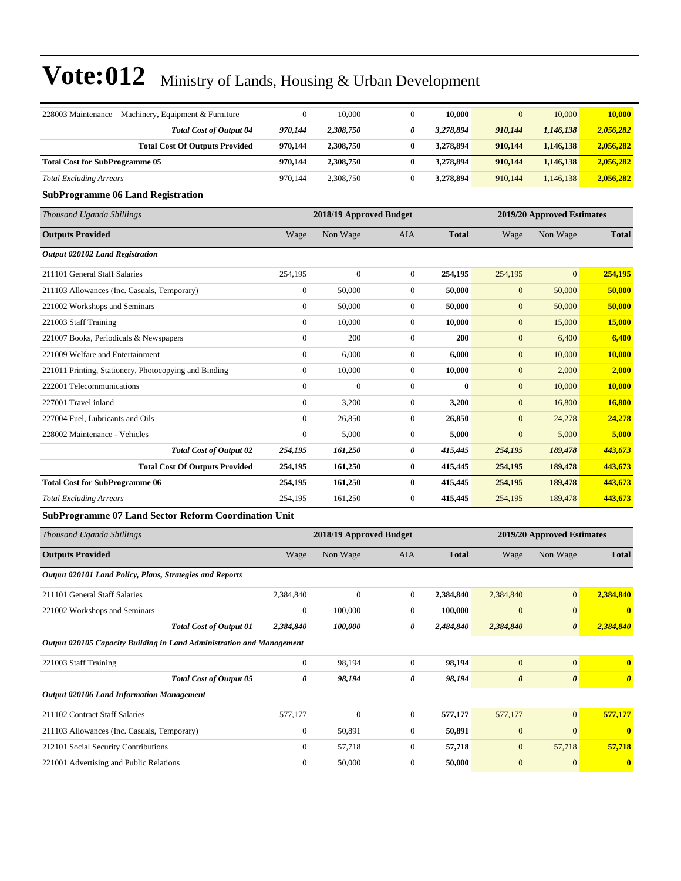| | | | | | | | |
|---|---|---|---|---|---|---|---|
| 228003 Maintenance – Machinery, Equipment & Furniture | 0 | 10,000 | 0 | **10,000** | 0 | 10,000 | **10,000** |
| ***Total Cost of Output 04*** | ***970,144*** | ***2,308,750*** | ***0*** | ***3,278,894*** | ***910,144*** | ***1,146,138*** | ***2,056,282*** |
| **Total Cost Of Outputs Provided** | **970,144** | **2,308,750** | **0** | **3,278,894** | **910,144** | **1,146,138** | **2,056,282** |
| **Total Cost for SubProgramme 05** | **970,144** | **2,308,750** | **0** | **3,278,894** | **910,144** | **1,146,138** | **2,056,282** |
| *Total Excluding Arrears* | 970,144 | 2,308,750 | 0 | **3,278,894** | 910,144 | 1,146,138 | **2,056,282** |

### SubProgramme 06 Land Registration

| *Thousand Uganda Shillings* | 2018/19 Approved Budget | | | | 2019/20 Approved Estimates | | |
|---|---|---|---|---|---|---|---|
| **Outputs Provided** | Wage | Non Wage | AIA | **Total** | Wage | Non Wage | **Total** |
| ***Output 020102 Land Registration*** | | | | | | | |
| 211101 General Staff Salaries | 254,195 | 0 | 0 | **254,195** | 254,195 | 0 | **254,195** |
| 211103 Allowances (Inc. Casuals, Temporary) | 0 | 50,000 | 0 | **50,000** | 0 | 50,000 | **50,000** |
| 221002 Workshops and Seminars | 0 | 50,000 | 0 | **50,000** | 0 | 50,000 | **50,000** |
| 221003 Staff Training | 0 | 10,000 | 0 | **10,000** | 0 | 15,000 | **15,000** |
| 221007 Books, Periodicals & Newspapers | 0 | 200 | 0 | **200** | 0 | 6,400 | **6,400** |
| 221009 Welfare and Entertainment | 0 | 6,000 | 0 | **6,000** | 0 | 10,000 | **10,000** |
| 221011 Printing, Stationery, Photocopying and Binding | 0 | 10,000 | 0 | **10,000** | 0 | 2,000 | **2,000** |
| 222001 Telecommunications | 0 | 0 | 0 | **0** | 0 | 10,000 | **10,000** |
| 227001 Travel inland | 0 | 3,200 | 0 | **3,200** | 0 | 16,800 | **16,800** |
| 227004 Fuel, Lubricants and Oils | 0 | 26,850 | 0 | **26,850** | 0 | 24,278 | **24,278** |
| 228002 Maintenance - Vehicles | 0 | 5,000 | 0 | **5,000** | 0 | 5,000 | **5,000** |
| ***Total Cost of Output 02*** | ***254,195*** | ***161,250*** | ***0*** | ***415,445*** | ***254,195*** | ***189,478*** | ***443,673*** |
| **Total Cost Of Outputs Provided** | **254,195** | **161,250** | **0** | **415,445** | **254,195** | **189,478** | **443,673** |
| **Total Cost for SubProgramme 06** | **254,195** | **161,250** | **0** | **415,445** | **254,195** | **189,478** | **443,673** |
| *Total Excluding Arrears* | 254,195 | 161,250 | 0 | **415,445** | 254,195 | 189,478 | **443,673** |

### SubProgramme 07 Land Sector Reform Coordination Unit

| *Thousand Uganda Shillings* | 2018/19 Approved Budget | | | | 2019/20 Approved Estimates | | |
|---|---|---|---|---|---|---|---|
| **Outputs Provided** | Wage | Non Wage | AIA | **Total** | Wage | Non Wage | **Total** |
| ***Output 020101 Land Policy, Plans, Strategies and Reports*** | | | | | | | |
| 211101 General Staff Salaries | 2,384,840 | 0 | 0 | **2,384,840** | 2,384,840 | 0 | **2,384,840** |
| 221002 Workshops and Seminars | 0 | 100,000 | 0 | **100,000** | 0 | 0 | **0** |
| ***Total Cost of Output 01*** | ***2,384,840*** | ***100,000*** | ***0*** | ***2,484,840*** | ***2,384,840*** | ***0*** | ***2,384,840*** |
| ***Output 020105 Capacity Building in Land Administration and Management*** | | | | | | | |
| 221003 Staff Training | 0 | 98,194 | 0 | **98,194** | 0 | 0 | **0** |
| ***Total Cost of Output 05*** | ***0*** | ***98,194*** | ***0*** | ***98,194*** | ***0*** | ***0*** | ***0*** |
| ***Output 020106 Land Information Management*** | | | | | | | |
| 211102 Contract Staff Salaries | 577,177 | 0 | 0 | **577,177** | 577,177 | 0 | **577,177** |
| 211103 Allowances (Inc. Casuals, Temporary) | 0 | 50,891 | 0 | **50,891** | 0 | 0 | **0** |
| 212101 Social Security Contributions | 0 | 57,718 | 0 | **57,718** | 0 | 57,718 | **57,718** |
| 221001 Advertising and Public Relations | 0 | 50,000 | 0 | **50,000** | 0 | 0 | **0** |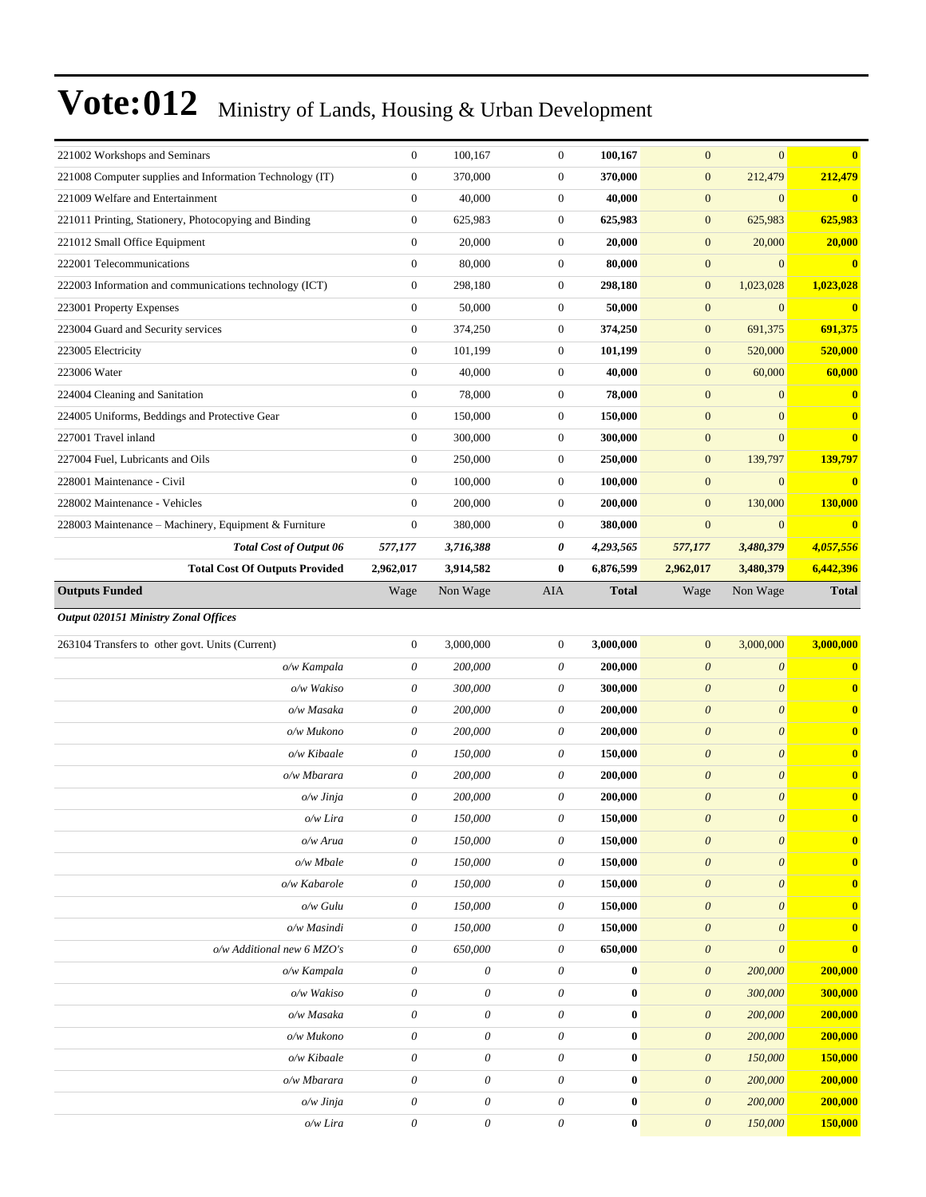# Vote:012 Ministry of Lands, Housing & Urban Development

| | | | | | | | |
|---|---|---|---|---|---|---|---|
| 221002 Workshops and Seminars | 0 | 100,167 | 0 | **100,167** | 0 | 0 | **0** |
| 221008 Computer supplies and Information Technology (IT) | 0 | 370,000 | 0 | **370,000** | 0 | 212,479 | **212,479** |
| 221009 Welfare and Entertainment | 0 | 40,000 | 0 | **40,000** | 0 | 0 | **0** |
| 221011 Printing, Stationery, Photocopying and Binding | 0 | 625,983 | 0 | **625,983** | 0 | 625,983 | **625,983** |
| 221012 Small Office Equipment | 0 | 20,000 | 0 | **20,000** | 0 | 20,000 | **20,000** |
| 222001 Telecommunications | 0 | 80,000 | 0 | **80,000** | 0 | 0 | **0** |
| 222003 Information and communications technology (ICT) | 0 | 298,180 | 0 | **298,180** | 0 | 1,023,028 | **1,023,028** |
| 223001 Property Expenses | 0 | 50,000 | 0 | **50,000** | 0 | 0 | **0** |
| 223004 Guard and Security services | 0 | 374,250 | 0 | **374,250** | 0 | 691,375 | **691,375** |
| 223005 Electricity | 0 | 101,199 | 0 | **101,199** | 0 | 520,000 | **520,000** |
| 223006 Water | 0 | 40,000 | 0 | **40,000** | 0 | 60,000 | **60,000** |
| 224004 Cleaning and Sanitation | 0 | 78,000 | 0 | **78,000** | 0 | 0 | **0** |
| 224005 Uniforms, Beddings and Protective Gear | 0 | 150,000 | 0 | **150,000** | 0 | 0 | **0** |
| 227001 Travel inland | 0 | 300,000 | 0 | **300,000** | 0 | 0 | **0** |
| 227004 Fuel, Lubricants and Oils | 0 | 250,000 | 0 | **250,000** | 0 | 139,797 | **139,797** |
| 228001 Maintenance - Civil | 0 | 100,000 | 0 | **100,000** | 0 | 0 | **0** |
| 228002 Maintenance - Vehicles | 0 | 200,000 | 0 | **200,000** | 0 | 130,000 | **130,000** |
| 228003 Maintenance – Machinery, Equipment & Furniture | 0 | 380,000 | 0 | **380,000** | 0 | 0 | **0** |
| ***Total Cost of Output 06*** | ***577,177*** | ***3,716,388*** | ***0*** | ***4,293,565*** | ***577,177*** | ***3,480,379*** | ***4,057,556*** |
| **Total Cost Of Outputs Provided** | **2,962,017** | **3,914,582** | **0** | **6,876,599** | **2,962,017** | **3,480,379** | **6,442,396** |
| **Outputs Funded** | Wage | Non Wage | AIA | **Total** | Wage | Non Wage | **Total** |
| ***Output 020151 Ministry Zonal Offices*** | | | | | | | |
| 263104 Transfers to other govt. Units (Current) | 0 | 3,000,000 | 0 | **3,000,000** | 0 | 3,000,000 | **3,000,000** |
| *o/w Kampala* | *0* | *200,000* | *0* | **200,000** | *0* | *0* | **0** |
| *o/w Wakiso* | *0* | *300,000* | *0* | **300,000** | *0* | *0* | **0** |
| *o/w Masaka* | *0* | *200,000* | *0* | **200,000** | *0* | *0* | **0** |
| *o/w Mukono* | *0* | *200,000* | *0* | **200,000** | *0* | *0* | **0** |
| *o/w Kibaale* | *0* | *150,000* | *0* | **150,000** | *0* | *0* | **0** |
| *o/w Mbarara* | *0* | *200,000* | *0* | **200,000** | *0* | *0* | **0** |
| *o/w Jinja* | *0* | *200,000* | *0* | **200,000** | *0* | *0* | **0** |
| *o/w Lira* | *0* | *150,000* | *0* | **150,000** | *0* | *0* | **0** |
| *o/w Arua* | *0* | *150,000* | *0* | **150,000** | *0* | *0* | **0** |
| *o/w Mbale* | *0* | *150,000* | *0* | **150,000** | *0* | *0* | **0** |
| *o/w Kabarole* | *0* | *150,000* | *0* | **150,000** | *0* | *0* | **0** |
| *o/w Gulu* | *0* | *150,000* | *0* | **150,000** | *0* | *0* | **0** |
| *o/w Masindi* | *0* | *150,000* | *0* | **150,000** | *0* | *0* | **0** |
| *o/w Additional new 6 MZO's* | *0* | *650,000* | *0* | **650,000** | *0* | *0* | **0** |
| *o/w Kampala* | *0* | *0* | *0* | **0** | *0* | *200,000* | **200,000** |
| *o/w Wakiso* | *0* | *0* | *0* | **0** | *0* | *300,000* | **300,000** |
| *o/w Masaka* | *0* | *0* | *0* | **0** | *0* | *200,000* | **200,000** |
| *o/w Mukono* | *0* | *0* | *0* | **0** | *0* | *200,000* | **200,000** |
| *o/w Kibaale* | *0* | *0* | *0* | **0** | *0* | *150,000* | **150,000** |
| *o/w Mbarara* | *0* | *0* | *0* | **0** | *0* | *200,000* | **200,000** |
| *o/w Jinja* | *0* | *0* | *0* | **0** | *0* | *200,000* | **200,000** |
| *o/w Lira* | *0* | *0* | *0* | **0** | *0* | *150,000* | **150,000** |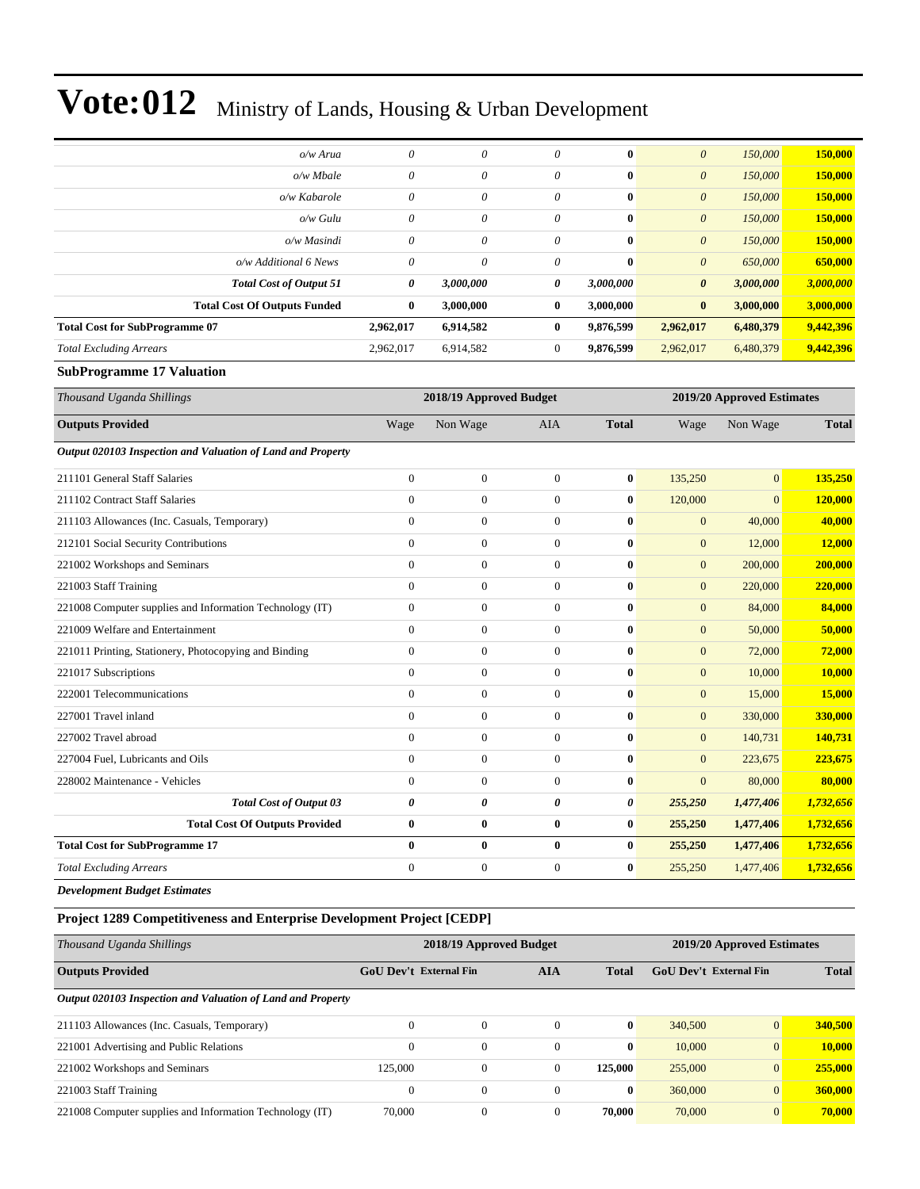# Vote:012 Ministry of Lands, Housing & Urban Development

| | | | | | | | |
|---|---|---|---|---|---|---|---|
| *o/w Arua* | *0* | *0* | *0* | **0** | *0* | *150,000* | **150,000** |
| *o/w Mbale* | *0* | *0* | *0* | **0** | *0* | *150,000* | **150,000** |
| *o/w Kabarole* | *0* | *0* | *0* | **0** | *0* | *150,000* | **150,000** |
| *o/w Gulu* | *0* | *0* | *0* | **0** | *0* | *150,000* | **150,000** |
| *o/w Masindi* | *0* | *0* | *0* | **0** | *0* | *150,000* | **150,000** |
| *o/w Additional 6 News* | *0* | *0* | *0* | **0** | *0* | *650,000* | **650,000** |
| ***Total Cost of Output 51*** | ***0*** | ***3,000,000*** | ***0*** | ***3,000,000*** | ***0*** | ***3,000,000*** | ***3,000,000*** |
| **Total Cost Of Outputs Funded** | **0** | **3,000,000** | **0** | **3,000,000** | **0** | **3,000,000** | **3,000,000** |
| **Total Cost for SubProgramme 07** | **2,962,017** | **6,914,582** | **0** | **9,876,599** | **2,962,017** | **6,480,379** | **9,442,396** |
| *Total Excluding Arrears* | 2,962,017 | 6,914,582 | 0 | **9,876,599** | 2,962,017 | 6,480,379 | **9,442,396** |

**SubProgramme 17 Valuation**

| *Thousand Uganda Shillings* | 2018/19 Approved Budget | | | | 2019/20 Approved Estimates | | |
|---|---|---|---|---|---|---|---|
| **Outputs Provided** | Wage | Non Wage | AIA | **Total** | Wage | Non Wage | **Total** |
| ***Output 020103 Inspection and Valuation of Land and Property*** | | | | | | | |
| 211101 General Staff Salaries | 0 | 0 | 0 | **0** | 135,250 | 0 | **135,250** |
| 211102 Contract Staff Salaries | 0 | 0 | 0 | **0** | 120,000 | 0 | **120,000** |
| 211103 Allowances (Inc. Casuals, Temporary) | 0 | 0 | 0 | **0** | 0 | 40,000 | **40,000** |
| 212101 Social Security Contributions | 0 | 0 | 0 | **0** | 0 | 12,000 | **12,000** |
| 221002 Workshops and Seminars | 0 | 0 | 0 | **0** | 0 | 200,000 | **200,000** |
| 221003 Staff Training | 0 | 0 | 0 | **0** | 0 | 220,000 | **220,000** |
| 221008 Computer supplies and Information Technology (IT) | 0 | 0 | 0 | **0** | 0 | 84,000 | **84,000** |
| 221009 Welfare and Entertainment | 0 | 0 | 0 | **0** | 0 | 50,000 | **50,000** |
| 221011 Printing, Stationery, Photocopying and Binding | 0 | 0 | 0 | **0** | 0 | 72,000 | **72,000** |
| 221017 Subscriptions | 0 | 0 | 0 | **0** | 0 | 10,000 | **10,000** |
| 222001 Telecommunications | 0 | 0 | 0 | **0** | 0 | 15,000 | **15,000** |
| 227001 Travel inland | 0 | 0 | 0 | **0** | 0 | 330,000 | **330,000** |
| 227002 Travel abroad | 0 | 0 | 0 | **0** | 0 | 140,731 | **140,731** |
| 227004 Fuel, Lubricants and Oils | 0 | 0 | 0 | **0** | 0 | 223,675 | **223,675** |
| 228002 Maintenance - Vehicles | 0 | 0 | 0 | **0** | 0 | 80,000 | **80,000** |
| ***Total Cost of Output 03*** | ***0*** | ***0*** | ***0*** | ***0*** | ***255,250*** | ***1,477,406*** | ***1,732,656*** |
| **Total Cost Of Outputs Provided** | **0** | **0** | **0** | **0** | **255,250** | **1,477,406** | **1,732,656** |
| **Total Cost for SubProgramme 17** | **0** | **0** | **0** | **0** | **255,250** | **1,477,406** | **1,732,656** |
| *Total Excluding Arrears* | 0 | 0 | 0 | **0** | 255,250 | 1,477,406 | **1,732,656** |

***Development Budget Estimates***

**Project 1289 Competitiveness and Enterprise Development Project [CEDP]**

| *Thousand Uganda Shillings* | 2018/19 Approved Budget | | | | 2019/20 Approved Estimates | | |
|---|---|---|---|---|---|---|---|
| **Outputs Provided** | **GoU Dev't** | **External Fin** | **AIA** | **Total** | **GoU Dev't** | **External Fin** | **Total** |
| ***Output 020103 Inspection and Valuation of Land and Property*** | | | | | | | |
| 211103 Allowances (Inc. Casuals, Temporary) | 0 | 0 | 0 | **0** | 340,500 | 0 | **340,500** |
| 221001 Advertising and Public Relations | 0 | 0 | 0 | **0** | 10,000 | 0 | **10,000** |
| 221002 Workshops and Seminars | 125,000 | 0 | 0 | **125,000** | 255,000 | 0 | **255,000** |
| 221003 Staff Training | 0 | 0 | 0 | **0** | 360,000 | 0 | **360,000** |
| 221008 Computer supplies and Information Technology (IT) | 70,000 | 0 | 0 | **70,000** | 70,000 | 0 | **70,000** |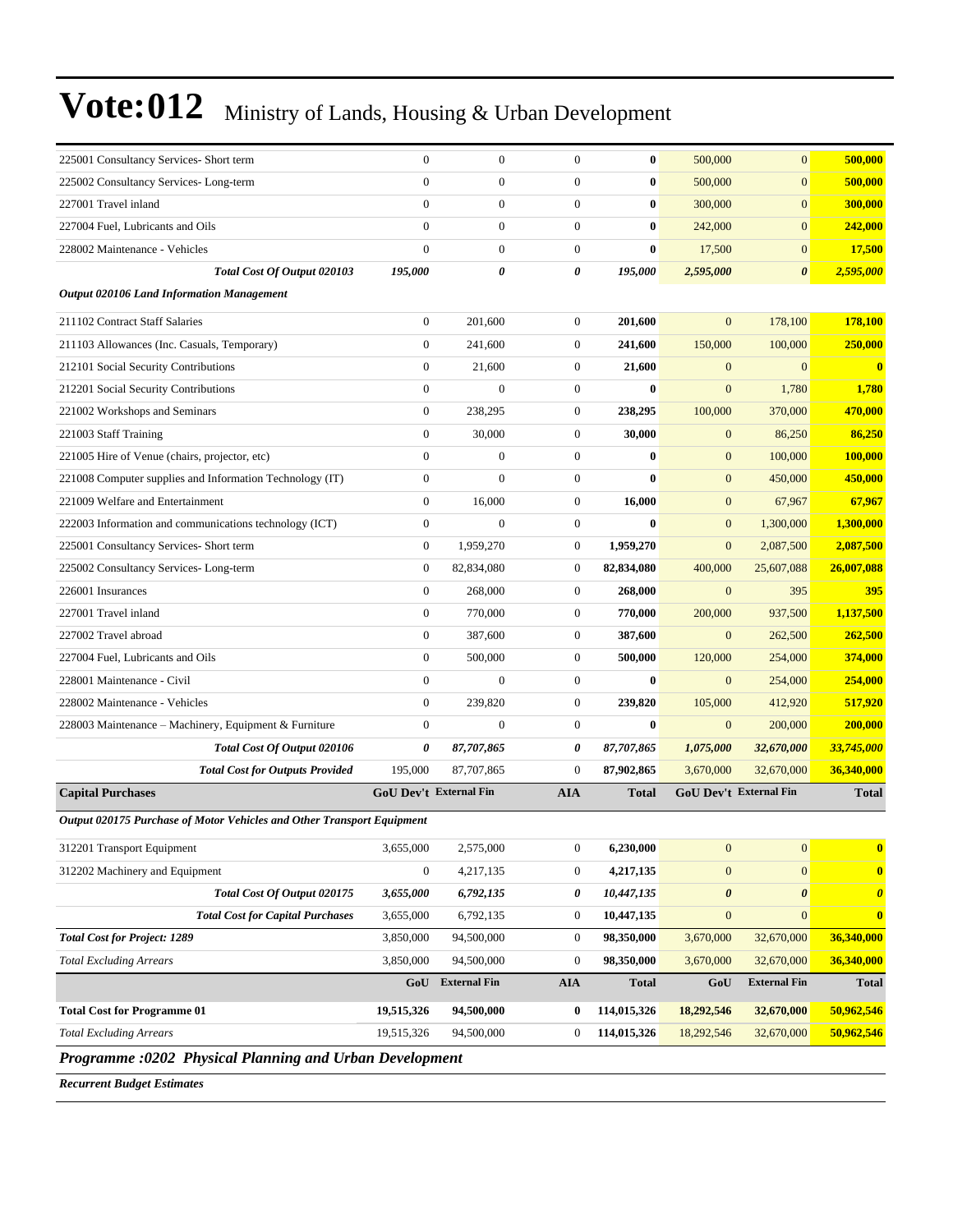# Vote:012 Ministry of Lands, Housing & Urban Development

| | | | | | | | |
|---|---|---|---|---|---|---|---|
| 225001 Consultancy Services- Short term | 0 | 0 | 0 | **0** | 500,000 | 0 | **500,000** |
| 225002 Consultancy Services- Long-term | 0 | 0 | 0 | **0** | 500,000 | 0 | **500,000** |
| 227001 Travel inland | 0 | 0 | 0 | **0** | 300,000 | 0 | **300,000** |
| 227004 Fuel, Lubricants and Oils | 0 | 0 | 0 | **0** | 242,000 | 0 | **242,000** |
| 228002 Maintenance - Vehicles | 0 | 0 | 0 | **0** | 17,500 | 0 | **17,500** |
| ***Total Cost Of Output 020103*** | ***195,000*** | ***0*** | ***0*** | ***195,000*** | ***2,595,000*** | ***0*** | ***2,595,000*** |
| ***Output 020106 Land Information Management*** | | | | | | | |
| 211102 Contract Staff Salaries | 0 | 201,600 | 0 | **201,600** | 0 | 178,100 | **178,100** |
| 211103 Allowances (Inc. Casuals, Temporary) | 0 | 241,600 | 0 | **241,600** | 150,000 | 100,000 | **250,000** |
| 212101 Social Security Contributions | 0 | 21,600 | 0 | **21,600** | 0 | 0 | **0** |
| 212201 Social Security Contributions | 0 | 0 | 0 | **0** | 0 | 1,780 | **1,780** |
| 221002 Workshops and Seminars | 0 | 238,295 | 0 | **238,295** | 100,000 | 370,000 | **470,000** |
| 221003 Staff Training | 0 | 30,000 | 0 | **30,000** | 0 | 86,250 | **86,250** |
| 221005 Hire of Venue (chairs, projector, etc) | 0 | 0 | 0 | **0** | 0 | 100,000 | **100,000** |
| 221008 Computer supplies and Information Technology (IT) | 0 | 0 | 0 | **0** | 0 | 450,000 | **450,000** |
| 221009 Welfare and Entertainment | 0 | 16,000 | 0 | **16,000** | 0 | 67,967 | **67,967** |
| 222003 Information and communications technology (ICT) | 0 | 0 | 0 | **0** | 0 | 1,300,000 | **1,300,000** |
| 225001 Consultancy Services- Short term | 0 | 1,959,270 | 0 | **1,959,270** | 0 | 2,087,500 | **2,087,500** |
| 225002 Consultancy Services- Long-term | 0 | 82,834,080 | 0 | **82,834,080** | 400,000 | 25,607,088 | **26,007,088** |
| 226001 Insurances | 0 | 268,000 | 0 | **268,000** | 0 | 395 | **395** |
| 227001 Travel inland | 0 | 770,000 | 0 | **770,000** | 200,000 | 937,500 | **1,137,500** |
| 227002 Travel abroad | 0 | 387,600 | 0 | **387,600** | 0 | 262,500 | **262,500** |
| 227004 Fuel, Lubricants and Oils | 0 | 500,000 | 0 | **500,000** | 120,000 | 254,000 | **374,000** |
| 228001 Maintenance - Civil | 0 | 0 | 0 | **0** | 0 | 254,000 | **254,000** |
| 228002 Maintenance - Vehicles | 0 | 239,820 | 0 | **239,820** | 105,000 | 412,920 | **517,920** |
| 228003 Maintenance – Machinery, Equipment & Furniture | 0 | 0 | 0 | **0** | 0 | 200,000 | **200,000** |
| ***Total Cost Of Output 020106*** | ***0*** | ***87,707,865*** | ***0*** | ***87,707,865*** | ***1,075,000*** | ***32,670,000*** | ***33,745,000*** |
| ***Total Cost for Outputs Provided*** | 195,000 | 87,707,865 | 0 | 87,902,865 | 3,670,000 | 32,670,000 | **36,340,000** |
| **Capital Purchases** | **GoU Dev't** | **External Fin** | **AIA** | **Total** | **GoU Dev't** | **External Fin** | **Total** |
| ***Output 020175 Purchase of Motor Vehicles and Other Transport Equipment*** | | | | | | | |
| 312201 Transport Equipment | 3,655,000 | 2,575,000 | 0 | **6,230,000** | 0 | 0 | **0** |
| 312202 Machinery and Equipment | 0 | 4,217,135 | 0 | **4,217,135** | 0 | 0 | **0** |
| ***Total Cost Of Output 020175*** | ***3,655,000*** | ***6,792,135*** | ***0*** | ***10,447,135*** | ***0*** | ***0*** | ***0*** |
| ***Total Cost for Capital Purchases*** | 3,655,000 | 6,792,135 | 0 | **10,447,135** | 0 | 0 | **0** |
| ***Total Cost for Project: 1289*** | 3,850,000 | 94,500,000 | 0 | **98,350,000** | 3,670,000 | 32,670,000 | **36,340,000** |
| *Total Excluding Arrears* | 3,850,000 | 94,500,000 | 0 | **98,350,000** | 3,670,000 | 32,670,000 | **36,340,000** |
| | **GoU** | **External Fin** | **AIA** | **Total** | **GoU** | **External Fin** | **Total** |
| **Total Cost for Programme 01** | **19,515,326** | **94,500,000** | **0** | **114,015,326** | **18,292,546** | **32,670,000** | **50,962,546** |
| *Total Excluding Arrears* | 19,515,326 | 94,500,000 | 0 | **114,015,326** | 18,292,546 | 32,670,000 | **50,962,546** |

### *Programme :0202 Physical Planning and Urban Development*

***Recurrent Budget Estimates***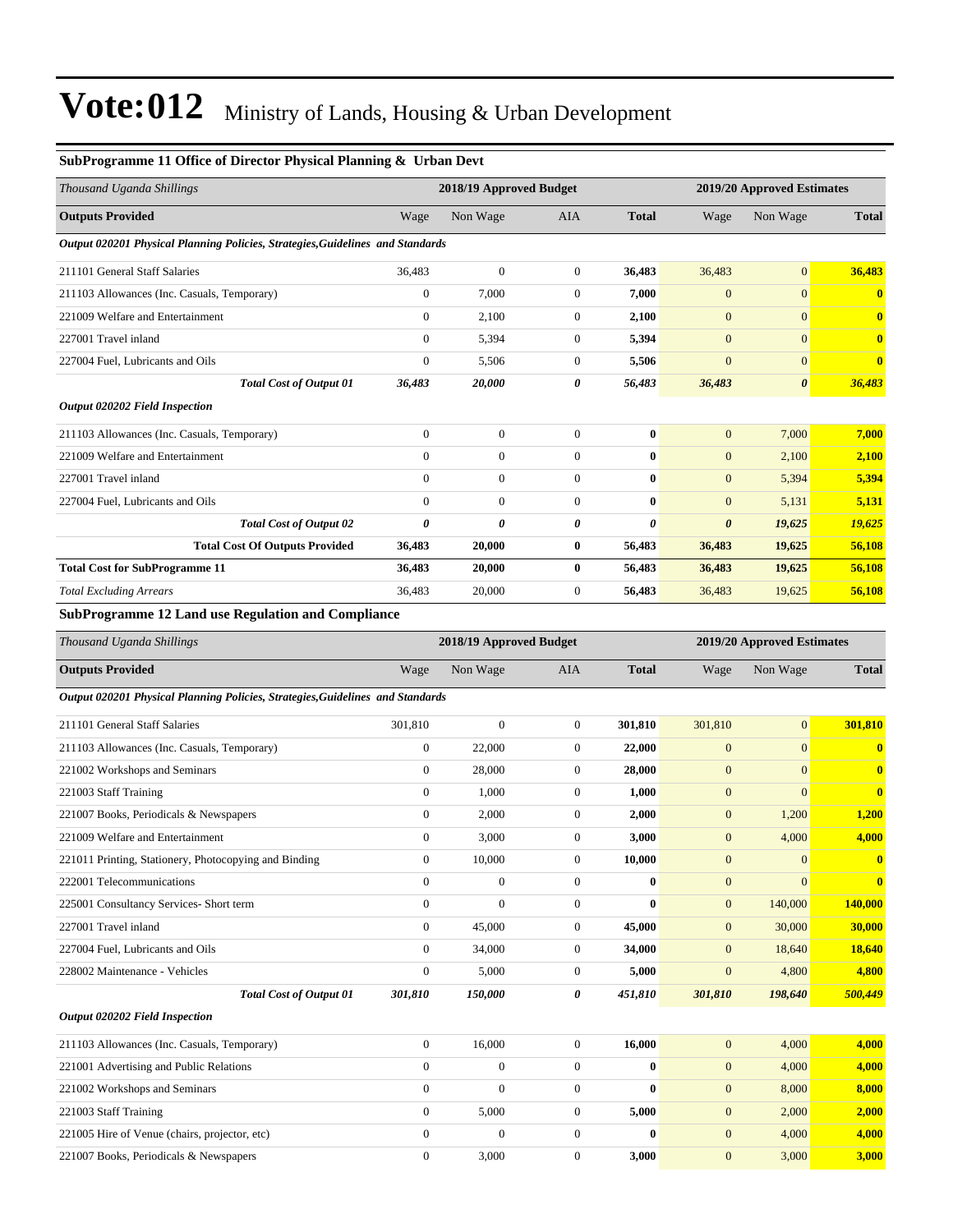# Vote:012 Ministry of Lands, Housing & Urban Development

### SubProgramme 11 Office of Director Physical Planning & Urban Devt

| *Thousand Uganda Shillings* | 2018/19 Approved Budget | | | | 2019/20 Approved Estimates | | |
|---|---|---|---|---|---|---|---|
| **Outputs Provided** | Wage | Non Wage | AIA | **Total** | Wage | Non Wage | **Total** |
| ***Output 020201 Physical Planning Policies, Strategies,Guidelines and Standards*** | | | | | | | |
| 211101 General Staff Salaries | 36,483 | 0 | 0 | **36,483** | 36,483 | 0 | **36,483** |
| 211103 Allowances (Inc. Casuals, Temporary) | 0 | 7,000 | 0 | **7,000** | 0 | 0 | **0** |
| 221009 Welfare and Entertainment | 0 | 2,100 | 0 | **2,100** | 0 | 0 | **0** |
| 227001 Travel inland | 0 | 5,394 | 0 | **5,394** | 0 | 0 | **0** |
| 227004 Fuel, Lubricants and Oils | 0 | 5,506 | 0 | **5,506** | 0 | 0 | **0** |
| ***Total Cost of Output 01*** | ***36,483*** | ***20,000*** | ***0*** | ***56,483*** | ***36,483*** | ***0*** | ***36,483*** |
| ***Output 020202 Field Inspection*** | | | | | | | |
| 211103 Allowances (Inc. Casuals, Temporary) | 0 | 0 | 0 | **0** | 0 | 7,000 | **7,000** |
| 221009 Welfare and Entertainment | 0 | 0 | 0 | **0** | 0 | 2,100 | **2,100** |
| 227001 Travel inland | 0 | 0 | 0 | **0** | 0 | 5,394 | **5,394** |
| 227004 Fuel, Lubricants and Oils | 0 | 0 | 0 | **0** | 0 | 5,131 | **5,131** |
| ***Total Cost of Output 02*** | ***0*** | ***0*** | ***0*** | ***0*** | ***0*** | ***19,625*** | ***19,625*** |
| **Total Cost Of Outputs Provided** | **36,483** | **20,000** | **0** | **56,483** | **36,483** | **19,625** | **56,108** |
| **Total Cost for SubProgramme 11** | **36,483** | **20,000** | **0** | **56,483** | **36,483** | **19,625** | **56,108** |
| *Total Excluding Arrears* | 36,483 | 20,000 | 0 | **56,483** | 36,483 | 19,625 | **56,108** |

### SubProgramme 12 Land use Regulation and Compliance

| *Thousand Uganda Shillings* | 2018/19 Approved Budget | | | | 2019/20 Approved Estimates | | |
|---|---|---|---|---|---|---|---|
| **Outputs Provided** | Wage | Non Wage | AIA | **Total** | Wage | Non Wage | **Total** |
| ***Output 020201 Physical Planning Policies, Strategies,Guidelines and Standards*** | | | | | | | |
| 211101 General Staff Salaries | 301,810 | 0 | 0 | **301,810** | 301,810 | 0 | **301,810** |
| 211103 Allowances (Inc. Casuals, Temporary) | 0 | 22,000 | 0 | **22,000** | 0 | 0 | **0** |
| 221002 Workshops and Seminars | 0 | 28,000 | 0 | **28,000** | 0 | 0 | **0** |
| 221003 Staff Training | 0 | 1,000 | 0 | **1,000** | 0 | 0 | **0** |
| 221007 Books, Periodicals & Newspapers | 0 | 2,000 | 0 | **2,000** | 0 | 1,200 | **1,200** |
| 221009 Welfare and Entertainment | 0 | 3,000 | 0 | **3,000** | 0 | 4,000 | **4,000** |
| 221011 Printing, Stationery, Photocopying and Binding | 0 | 10,000 | 0 | **10,000** | 0 | 0 | **0** |
| 222001 Telecommunications | 0 | 0 | 0 | **0** | 0 | 0 | **0** |
| 225001 Consultancy Services- Short term | 0 | 0 | 0 | **0** | 0 | 140,000 | **140,000** |
| 227001 Travel inland | 0 | 45,000 | 0 | **45,000** | 0 | 30,000 | **30,000** |
| 227004 Fuel, Lubricants and Oils | 0 | 34,000 | 0 | **34,000** | 0 | 18,640 | **18,640** |
| 228002 Maintenance - Vehicles | 0 | 5,000 | 0 | **5,000** | 0 | 4,800 | **4,800** |
| ***Total Cost of Output 01*** | ***301,810*** | ***150,000*** | ***0*** | ***451,810*** | ***301,810*** | ***198,640*** | ***500,449*** |
| ***Output 020202 Field Inspection*** | | | | | | | |
| 211103 Allowances (Inc. Casuals, Temporary) | 0 | 16,000 | 0 | **16,000** | 0 | 4,000 | **4,000** |
| 221001 Advertising and Public Relations | 0 | 0 | 0 | **0** | 0 | 4,000 | **4,000** |
| 221002 Workshops and Seminars | 0 | 0 | 0 | **0** | 0 | 8,000 | **8,000** |
| 221003 Staff Training | 0 | 5,000 | 0 | **5,000** | 0 | 2,000 | **2,000** |
| 221005 Hire of Venue (chairs, projector, etc) | 0 | 0 | 0 | **0** | 0 | 4,000 | **4,000** |
| 221007 Books, Periodicals & Newspapers | 0 | 3,000 | 0 | **3,000** | 0 | 3,000 | **3,000** |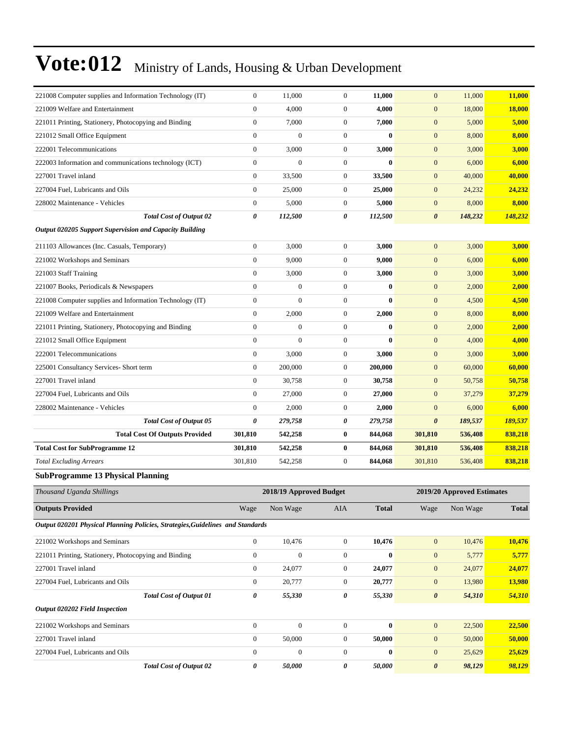# Vote:012 Ministry of Lands, Housing & Urban Development

| | | | | | | | |
|---|---|---|---|---|---|---|---|
| 221008 Computer supplies and Information Technology (IT) | 0 | 11,000 | 0 | **11,000** | 0 | 11,000 | **11,000** |
| 221009 Welfare and Entertainment | 0 | 4,000 | 0 | **4,000** | 0 | 18,000 | **18,000** |
| 221011 Printing, Stationery, Photocopying and Binding | 0 | 7,000 | 0 | **7,000** | 0 | 5,000 | **5,000** |
| 221012 Small Office Equipment | 0 | 0 | 0 | **0** | 0 | 8,000 | **8,000** |
| 222001 Telecommunications | 0 | 3,000 | 0 | **3,000** | 0 | 3,000 | **3,000** |
| 222003 Information and communications technology (ICT) | 0 | 0 | 0 | **0** | 0 | 6,000 | **6,000** |
| 227001 Travel inland | 0 | 33,500 | 0 | **33,500** | 0 | 40,000 | **40,000** |
| 227004 Fuel, Lubricants and Oils | 0 | 25,000 | 0 | **25,000** | 0 | 24,232 | **24,232** |
| 228002 Maintenance - Vehicles | 0 | 5,000 | 0 | **5,000** | 0 | 8,000 | **8,000** |
| ***Total Cost of Output 02*** | ***0*** | ***112,500*** | ***0*** | ***112,500*** | ***0*** | ***148,232*** | ***148,232*** |
| ***Output 020205 Support Supervision and Capacity Building*** | | | | | | | |
| 211103 Allowances (Inc. Casuals, Temporary) | 0 | 3,000 | 0 | **3,000** | 0 | 3,000 | **3,000** |
| 221002 Workshops and Seminars | 0 | 9,000 | 0 | **9,000** | 0 | 6,000 | **6,000** |
| 221003 Staff Training | 0 | 3,000 | 0 | **3,000** | 0 | 3,000 | **3,000** |
| 221007 Books, Periodicals & Newspapers | 0 | 0 | 0 | **0** | 0 | 2,000 | **2,000** |
| 221008 Computer supplies and Information Technology (IT) | 0 | 0 | 0 | **0** | 0 | 4,500 | **4,500** |
| 221009 Welfare and Entertainment | 0 | 2,000 | 0 | **2,000** | 0 | 8,000 | **8,000** |
| 221011 Printing, Stationery, Photocopying and Binding | 0 | 0 | 0 | **0** | 0 | 2,000 | **2,000** |
| 221012 Small Office Equipment | 0 | 0 | 0 | **0** | 0 | 4,000 | **4,000** |
| 222001 Telecommunications | 0 | 3,000 | 0 | **3,000** | 0 | 3,000 | **3,000** |
| 225001 Consultancy Services- Short term | 0 | 200,000 | 0 | **200,000** | 0 | 60,000 | **60,000** |
| 227001 Travel inland | 0 | 30,758 | 0 | **30,758** | 0 | 50,758 | **50,758** |
| 227004 Fuel, Lubricants and Oils | 0 | 27,000 | 0 | **27,000** | 0 | 37,279 | **37,279** |
| 228002 Maintenance - Vehicles | 0 | 2,000 | 0 | **2,000** | 0 | 6,000 | **6,000** |
| ***Total Cost of Output 05*** | ***0*** | ***279,758*** | ***0*** | ***279,758*** | ***0*** | ***189,537*** | ***189,537*** |
| **Total Cost Of Outputs Provided** | **301,810** | **542,258** | **0** | **844,068** | **301,810** | **536,408** | **838,218** |
| **Total Cost for SubProgramme 12** | **301,810** | **542,258** | **0** | **844,068** | **301,810** | **536,408** | **838,218** |
| *Total Excluding Arrears* | 301,810 | 542,258 | 0 | **844,068** | 301,810 | 536,408 | **838,218** |

**SubProgramme 13 Physical Planning**

| *Thousand Uganda Shillings* | 2018/19 Approved Budget | | | | 2019/20 Approved Estimates | | |
|---|---|---|---|---|---|---|---|
| **Outputs Provided** | Wage | Non Wage | AIA | **Total** | Wage | Non Wage | **Total** |
| ***Output 020201 Physical Planning Policies, Strategies,Guidelines and Standards*** | | | | | | | |
| 221002 Workshops and Seminars | 0 | 10,476 | 0 | **10,476** | 0 | 10,476 | **10,476** |
| 221011 Printing, Stationery, Photocopying and Binding | 0 | 0 | 0 | **0** | 0 | 5,777 | **5,777** |
| 227001 Travel inland | 0 | 24,077 | 0 | **24,077** | 0 | 24,077 | **24,077** |
| 227004 Fuel, Lubricants and Oils | 0 | 20,777 | 0 | **20,777** | 0 | 13,980 | **13,980** |
| ***Total Cost of Output 01*** | ***0*** | ***55,330*** | ***0*** | ***55,330*** | ***0*** | ***54,310*** | ***54,310*** |
| ***Output 020202 Field Inspection*** | | | | | | | |
| 221002 Workshops and Seminars | 0 | 0 | 0 | **0** | 0 | 22,500 | **22,500** |
| 227001 Travel inland | 0 | 50,000 | 0 | **50,000** | 0 | 50,000 | **50,000** |
| 227004 Fuel, Lubricants and Oils | 0 | 0 | 0 | **0** | 0 | 25,629 | **25,629** |
| ***Total Cost of Output 02*** | ***0*** | ***50,000*** | ***0*** | ***50,000*** | ***0*** | ***98,129*** | ***98,129*** |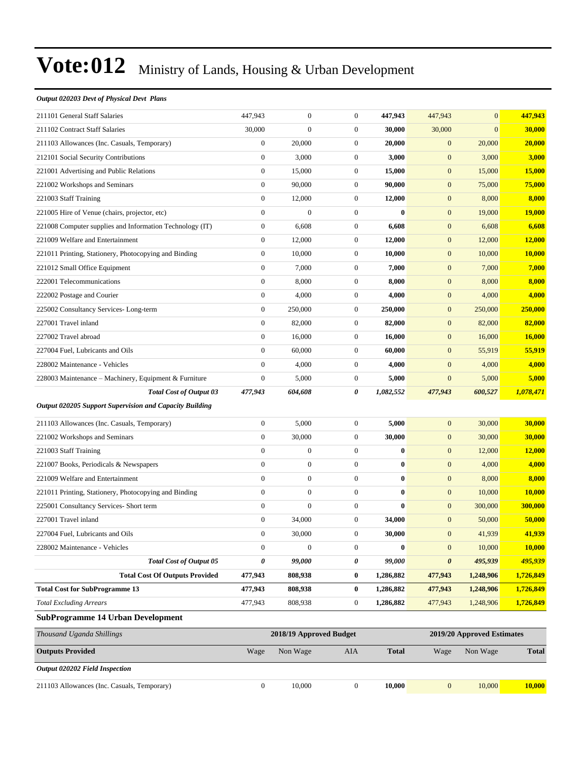# Vote:012 Ministry of Lands, Housing & Urban Development

| *Output 020203 Devt of Physical Devt Plans* | | | | | | | |
|---|---|---|---|---|---|---|---|
| 211101 General Staff Salaries | 447,943 | 0 | 0 | **447,943** | 447,943 | 0 | **447,943** |
| 211102 Contract Staff Salaries | 30,000 | 0 | 0 | **30,000** | 30,000 | 0 | **30,000** |
| 211103 Allowances (Inc. Casuals, Temporary) | 0 | 20,000 | 0 | **20,000** | 0 | 20,000 | **20,000** |
| 212101 Social Security Contributions | 0 | 3,000 | 0 | **3,000** | 0 | 3,000 | **3,000** |
| 221001 Advertising and Public Relations | 0 | 15,000 | 0 | **15,000** | 0 | 15,000 | **15,000** |
| 221002 Workshops and Seminars | 0 | 90,000 | 0 | **90,000** | 0 | 75,000 | **75,000** |
| 221003 Staff Training | 0 | 12,000 | 0 | **12,000** | 0 | 8,000 | **8,000** |
| 221005 Hire of Venue (chairs, projector, etc) | 0 | 0 | 0 | **0** | 0 | 19,000 | **19,000** |
| 221008 Computer supplies and Information Technology (IT) | 0 | 6,608 | 0 | **6,608** | 0 | 6,608 | **6,608** |
| 221009 Welfare and Entertainment | 0 | 12,000 | 0 | **12,000** | 0 | 12,000 | **12,000** |
| 221011 Printing, Stationery, Photocopying and Binding | 0 | 10,000 | 0 | **10,000** | 0 | 10,000 | **10,000** |
| 221012 Small Office Equipment | 0 | 7,000 | 0 | **7,000** | 0 | 7,000 | **7,000** |
| 222001 Telecommunications | 0 | 8,000 | 0 | **8,000** | 0 | 8,000 | **8,000** |
| 222002 Postage and Courier | 0 | 4,000 | 0 | **4,000** | 0 | 4,000 | **4,000** |
| 225002 Consultancy Services- Long-term | 0 | 250,000 | 0 | **250,000** | 0 | 250,000 | **250,000** |
| 227001 Travel inland | 0 | 82,000 | 0 | **82,000** | 0 | 82,000 | **82,000** |
| 227002 Travel abroad | 0 | 16,000 | 0 | **16,000** | 0 | 16,000 | **16,000** |
| 227004 Fuel, Lubricants and Oils | 0 | 60,000 | 0 | **60,000** | 0 | 55,919 | **55,919** |
| 228002 Maintenance - Vehicles | 0 | 4,000 | 0 | **4,000** | 0 | 4,000 | **4,000** |
| 228003 Maintenance – Machinery, Equipment & Furniture | 0 | 5,000 | 0 | **5,000** | 0 | 5,000 | **5,000** |
| ***Total Cost of Output 03*** | ***477,943*** | ***604,608*** | ***0*** | ***1,082,552*** | ***477,943*** | ***600,527*** | ***1,078,471*** |
| *Output 020205 Support Supervision and Capacity Building* | | | | | | | |
| 211103 Allowances (Inc. Casuals, Temporary) | 0 | 5,000 | 0 | **5,000** | 0 | 30,000 | **30,000** |
| 221002 Workshops and Seminars | 0 | 30,000 | 0 | **30,000** | 0 | 30,000 | **30,000** |
| 221003 Staff Training | 0 | 0 | 0 | **0** | 0 | 12,000 | **12,000** |
| 221007 Books, Periodicals & Newspapers | 0 | 0 | 0 | **0** | 0 | 4,000 | **4,000** |
| 221009 Welfare and Entertainment | 0 | 0 | 0 | **0** | 0 | 8,000 | **8,000** |
| 221011 Printing, Stationery, Photocopying and Binding | 0 | 0 | 0 | **0** | 0 | 10,000 | **10,000** |
| 225001 Consultancy Services- Short term | 0 | 0 | 0 | **0** | 0 | 300,000 | **300,000** |
| 227001 Travel inland | 0 | 34,000 | 0 | **34,000** | 0 | 50,000 | **50,000** |
| 227004 Fuel, Lubricants and Oils | 0 | 30,000 | 0 | **30,000** | 0 | 41,939 | **41,939** |
| 228002 Maintenance - Vehicles | 0 | 0 | 0 | **0** | 0 | 10,000 | **10,000** |
| ***Total Cost of Output 05*** | ***0*** | ***99,000*** | ***0*** | ***99,000*** | ***0*** | ***495,939*** | ***495,939*** |
| **Total Cost Of Outputs Provided** | **477,943** | **808,938** | **0** | **1,286,882** | **477,943** | **1,248,906** | **1,726,849** |
| **Total Cost for SubProgramme 13** | **477,943** | **808,938** | **0** | **1,286,882** | **477,943** | **1,248,906** | **1,726,849** |
| *Total Excluding Arrears* | 477,943 | 808,938 | 0 | **1,286,882** | 477,943 | 1,248,906 | **1,726,849** |

**SubProgramme 14 Urban Development**

| *Thousand Uganda Shillings* | 2018/19 Approved Budget | | | | 2019/20 Approved Estimates | | |
|---|---|---|---|---|---|---|---|
| **Outputs Provided** | Wage | Non Wage | AIA | **Total** | Wage | Non Wage | **Total** |
| *Output 020202 Field Inspection* | | | | | | | |
| 211103 Allowances (Inc. Casuals, Temporary) | 0 | 10,000 | 0 | **10,000** | 0 | 10,000 | **10,000** |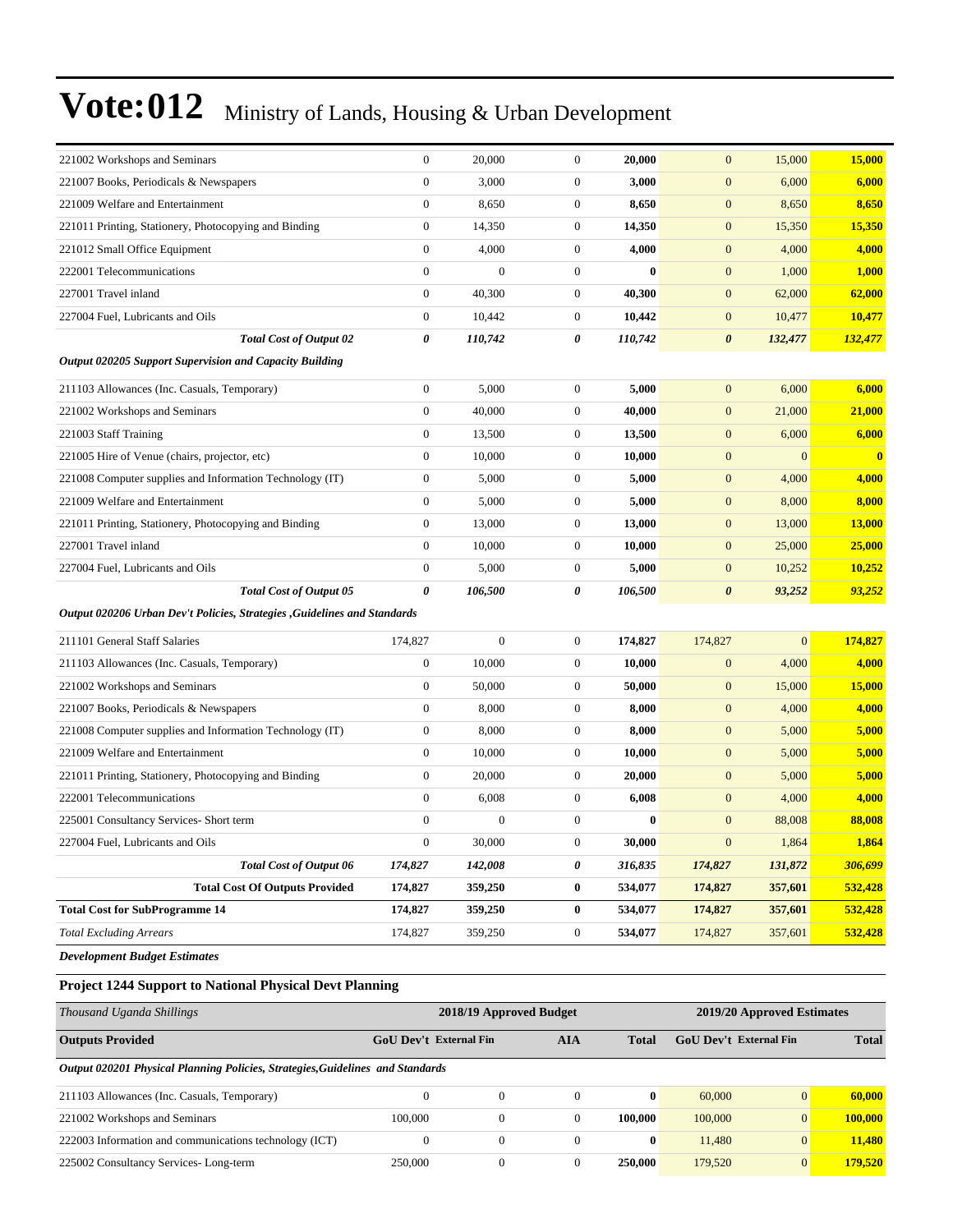# Vote:012 Ministry of Lands, Housing & Urban Development

| | | | | | | | |
|---|---|---|---|---|---|---|---|
| 221002 Workshops and Seminars | 0 | 20,000 | 0 | **20,000** | 0 | 15,000 | **15,000** |
| 221007 Books, Periodicals & Newspapers | 0 | 3,000 | 0 | **3,000** | 0 | 6,000 | **6,000** |
| 221009 Welfare and Entertainment | 0 | 8,650 | 0 | **8,650** | 0 | 8,650 | **8,650** |
| 221011 Printing, Stationery, Photocopying and Binding | 0 | 14,350 | 0 | **14,350** | 0 | 15,350 | **15,350** |
| 221012 Small Office Equipment | 0 | 4,000 | 0 | **4,000** | 0 | 4,000 | **4,000** |
| 222001 Telecommunications | 0 | 0 | 0 | **0** | 0 | 1,000 | **1,000** |
| 227001 Travel inland | 0 | 40,300 | 0 | **40,300** | 0 | 62,000 | **62,000** |
| 227004 Fuel, Lubricants and Oils | 0 | 10,442 | 0 | **10,442** | 0 | 10,477 | **10,477** |
| ***Total Cost of Output 02*** | ***0*** | ***110,742*** | ***0*** | ***110,742*** | ***0*** | ***132,477*** | ***132,477*** |
| ***Output 020205 Support Supervision and Capacity Building*** | | | | | | | |
| 211103 Allowances (Inc. Casuals, Temporary) | 0 | 5,000 | 0 | **5,000** | 0 | 6,000 | **6,000** |
| 221002 Workshops and Seminars | 0 | 40,000 | 0 | **40,000** | 0 | 21,000 | **21,000** |
| 221003 Staff Training | 0 | 13,500 | 0 | **13,500** | 0 | 6,000 | **6,000** |
| 221005 Hire of Venue (chairs, projector, etc) | 0 | 10,000 | 0 | **10,000** | 0 | 0 | **0** |
| 221008 Computer supplies and Information Technology (IT) | 0 | 5,000 | 0 | **5,000** | 0 | 4,000 | **4,000** |
| 221009 Welfare and Entertainment | 0 | 5,000 | 0 | **5,000** | 0 | 8,000 | **8,000** |
| 221011 Printing, Stationery, Photocopying and Binding | 0 | 13,000 | 0 | **13,000** | 0 | 13,000 | **13,000** |
| 227001 Travel inland | 0 | 10,000 | 0 | **10,000** | 0 | 25,000 | **25,000** |
| 227004 Fuel, Lubricants and Oils | 0 | 5,000 | 0 | **5,000** | 0 | 10,252 | **10,252** |
| ***Total Cost of Output 05*** | ***0*** | ***106,500*** | ***0*** | ***106,500*** | ***0*** | ***93,252*** | ***93,252*** |
| ***Output 020206 Urban Dev't Policies, Strategies ,Guidelines and Standards*** | | | | | | | |
| 211101 General Staff Salaries | 174,827 | 0 | 0 | **174,827** | 174,827 | 0 | **174,827** |
| 211103 Allowances (Inc. Casuals, Temporary) | 0 | 10,000 | 0 | **10,000** | 0 | 4,000 | **4,000** |
| 221002 Workshops and Seminars | 0 | 50,000 | 0 | **50,000** | 0 | 15,000 | **15,000** |
| 221007 Books, Periodicals & Newspapers | 0 | 8,000 | 0 | **8,000** | 0 | 4,000 | **4,000** |
| 221008 Computer supplies and Information Technology (IT) | 0 | 8,000 | 0 | **8,000** | 0 | 5,000 | **5,000** |
| 221009 Welfare and Entertainment | 0 | 10,000 | 0 | **10,000** | 0 | 5,000 | **5,000** |
| 221011 Printing, Stationery, Photocopying and Binding | 0 | 20,000 | 0 | **20,000** | 0 | 5,000 | **5,000** |
| 222001 Telecommunications | 0 | 6,008 | 0 | **6,008** | 0 | 4,000 | **4,000** |
| 225001 Consultancy Services- Short term | 0 | 0 | 0 | **0** | 0 | 88,008 | **88,008** |
| 227004 Fuel, Lubricants and Oils | 0 | 30,000 | 0 | **30,000** | 0 | 1,864 | **1,864** |
| ***Total Cost of Output 06*** | ***174,827*** | ***142,008*** | ***0*** | ***316,835*** | ***174,827*** | ***131,872*** | ***306,699*** |
| **Total Cost Of Outputs Provided** | **174,827** | **359,250** | **0** | **534,077** | **174,827** | **357,601** | **532,428** |
| **Total Cost for SubProgramme 14** | **174,827** | **359,250** | **0** | **534,077** | **174,827** | **357,601** | **532,428** |
| *Total Excluding Arrears* | 174,827 | 359,250 | 0 | **534,077** | 174,827 | 357,601 | **532,428** |

***Development Budget Estimates***

### Project 1244 Support to National Physical Devt Planning

| *Thousand Uganda Shillings* | 2018/19 Approved Budget | | | | 2019/20 Approved Estimates | | |
|---|---|---|---|---|---|---|---|
| **Outputs Provided** | **GoU Dev't** | **External Fin** | **AIA** | **Total** | **GoU Dev't** | **External Fin** | **Total** |
| ***Output 020201 Physical Planning Policies, Strategies,Guidelines and Standards*** | | | | | | | |
| 211103 Allowances (Inc. Casuals, Temporary) | 0 | 0 | 0 | **0** | 60,000 | 0 | **60,000** |
| 221002 Workshops and Seminars | 100,000 | 0 | 0 | **100,000** | 100,000 | 0 | **100,000** |
| 222003 Information and communications technology (ICT) | 0 | 0 | 0 | **0** | 11,480 | 0 | **11,480** |
| 225002 Consultancy Services- Long-term | 250,000 | 0 | 0 | **250,000** | 179,520 | 0 | **179,520** |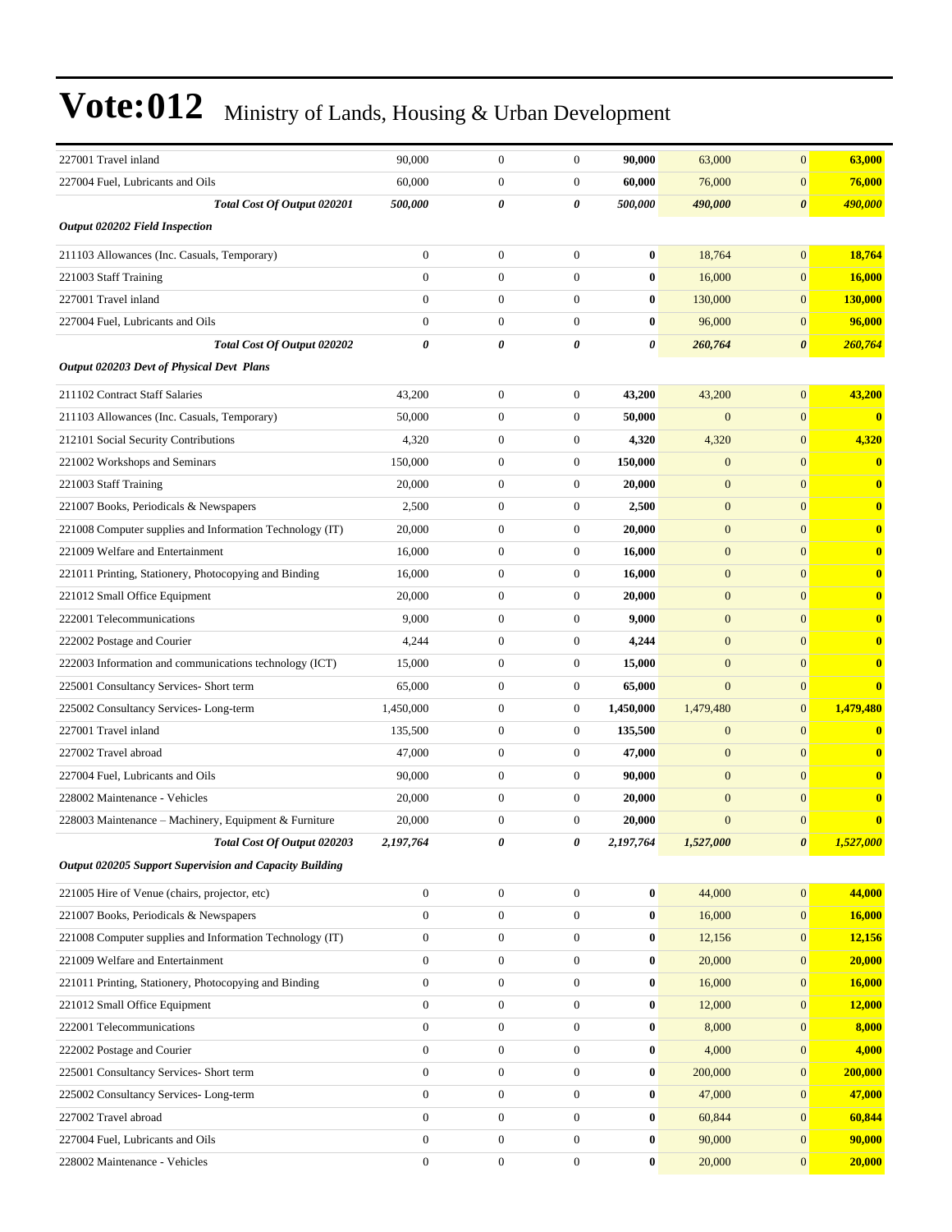# Vote:012 Ministry of Lands, Housing & Urban Development

| | | | | | | | |
|---|---|---|---|---|---|---|---|
| 227001 Travel inland | 90,000 | 0 | 0 | **90,000** | 63,000 | 0 | **63,000** |
| 227004 Fuel, Lubricants and Oils | 60,000 | 0 | 0 | **60,000** | 76,000 | 0 | **76,000** |
| ***Total Cost Of Output 020201*** | ***500,000*** | ***0*** | ***0*** | ***500,000*** | ***490,000*** | ***0*** | ***490,000*** |
| ***Output 020202 Field Inspection*** | | | | | | | |
| 211103 Allowances (Inc. Casuals, Temporary) | 0 | 0 | 0 | **0** | 18,764 | 0 | **18,764** |
| 221003 Staff Training | 0 | 0 | 0 | **0** | 16,000 | 0 | **16,000** |
| 227001 Travel inland | 0 | 0 | 0 | **0** | 130,000 | 0 | **130,000** |
| 227004 Fuel, Lubricants and Oils | 0 | 0 | 0 | **0** | 96,000 | 0 | **96,000** |
| ***Total Cost Of Output 020202*** | ***0*** | ***0*** | ***0*** | ***0*** | ***260,764*** | ***0*** | ***260,764*** |
| ***Output 020203 Devt of Physical Devt Plans*** | | | | | | | |
| 211102 Contract Staff Salaries | 43,200 | 0 | 0 | **43,200** | 43,200 | 0 | **43,200** |
| 211103 Allowances (Inc. Casuals, Temporary) | 50,000 | 0 | 0 | **50,000** | 0 | 0 | **0** |
| 212101 Social Security Contributions | 4,320 | 0 | 0 | **4,320** | 4,320 | 0 | **4,320** |
| 221002 Workshops and Seminars | 150,000 | 0 | 0 | **150,000** | 0 | 0 | **0** |
| 221003 Staff Training | 20,000 | 0 | 0 | **20,000** | 0 | 0 | **0** |
| 221007 Books, Periodicals & Newspapers | 2,500 | 0 | 0 | **2,500** | 0 | 0 | **0** |
| 221008 Computer supplies and Information Technology (IT) | 20,000 | 0 | 0 | **20,000** | 0 | 0 | **0** |
| 221009 Welfare and Entertainment | 16,000 | 0 | 0 | **16,000** | 0 | 0 | **0** |
| 221011 Printing, Stationery, Photocopying and Binding | 16,000 | 0 | 0 | **16,000** | 0 | 0 | **0** |
| 221012 Small Office Equipment | 20,000 | 0 | 0 | **20,000** | 0 | 0 | **0** |
| 222001 Telecommunications | 9,000 | 0 | 0 | **9,000** | 0 | 0 | **0** |
| 222002 Postage and Courier | 4,244 | 0 | 0 | **4,244** | 0 | 0 | **0** |
| 222003 Information and communications technology (ICT) | 15,000 | 0 | 0 | **15,000** | 0 | 0 | **0** |
| 225001 Consultancy Services- Short term | 65,000 | 0 | 0 | **65,000** | 0 | 0 | **0** |
| 225002 Consultancy Services- Long-term | 1,450,000 | 0 | 0 | **1,450,000** | 1,479,480 | 0 | **1,479,480** |
| 227001 Travel inland | 135,500 | 0 | 0 | **135,500** | 0 | 0 | **0** |
| 227002 Travel abroad | 47,000 | 0 | 0 | **47,000** | 0 | 0 | **0** |
| 227004 Fuel, Lubricants and Oils | 90,000 | 0 | 0 | **90,000** | 0 | 0 | **0** |
| 228002 Maintenance - Vehicles | 20,000 | 0 | 0 | **20,000** | 0 | 0 | **0** |
| 228003 Maintenance – Machinery, Equipment & Furniture | 20,000 | 0 | 0 | **20,000** | 0 | 0 | **0** |
| ***Total Cost Of Output 020203*** | ***2,197,764*** | ***0*** | ***0*** | ***2,197,764*** | ***1,527,000*** | ***0*** | ***1,527,000*** |
| ***Output 020205 Support Supervision and Capacity Building*** | | | | | | | |
| 221005 Hire of Venue (chairs, projector, etc) | 0 | 0 | 0 | **0** | 44,000 | 0 | **44,000** |
| 221007 Books, Periodicals & Newspapers | 0 | 0 | 0 | **0** | 16,000 | 0 | **16,000** |
| 221008 Computer supplies and Information Technology (IT) | 0 | 0 | 0 | **0** | 12,156 | 0 | **12,156** |
| 221009 Welfare and Entertainment | 0 | 0 | 0 | **0** | 20,000 | 0 | **20,000** |
| 221011 Printing, Stationery, Photocopying and Binding | 0 | 0 | 0 | **0** | 16,000 | 0 | **16,000** |
| 221012 Small Office Equipment | 0 | 0 | 0 | **0** | 12,000 | 0 | **12,000** |
| 222001 Telecommunications | 0 | 0 | 0 | **0** | 8,000 | 0 | **8,000** |
| 222002 Postage and Courier | 0 | 0 | 0 | **0** | 4,000 | 0 | **4,000** |
| 225001 Consultancy Services- Short term | 0 | 0 | 0 | **0** | 200,000 | 0 | **200,000** |
| 225002 Consultancy Services- Long-term | 0 | 0 | 0 | **0** | 47,000 | 0 | **47,000** |
| 227002 Travel abroad | 0 | 0 | 0 | **0** | 60,844 | 0 | **60,844** |
| 227004 Fuel, Lubricants and Oils | 0 | 0 | 0 | **0** | 90,000 | 0 | **90,000** |
| 228002 Maintenance - Vehicles | 0 | 0 | 0 | **0** | 20,000 | 0 | **20,000** |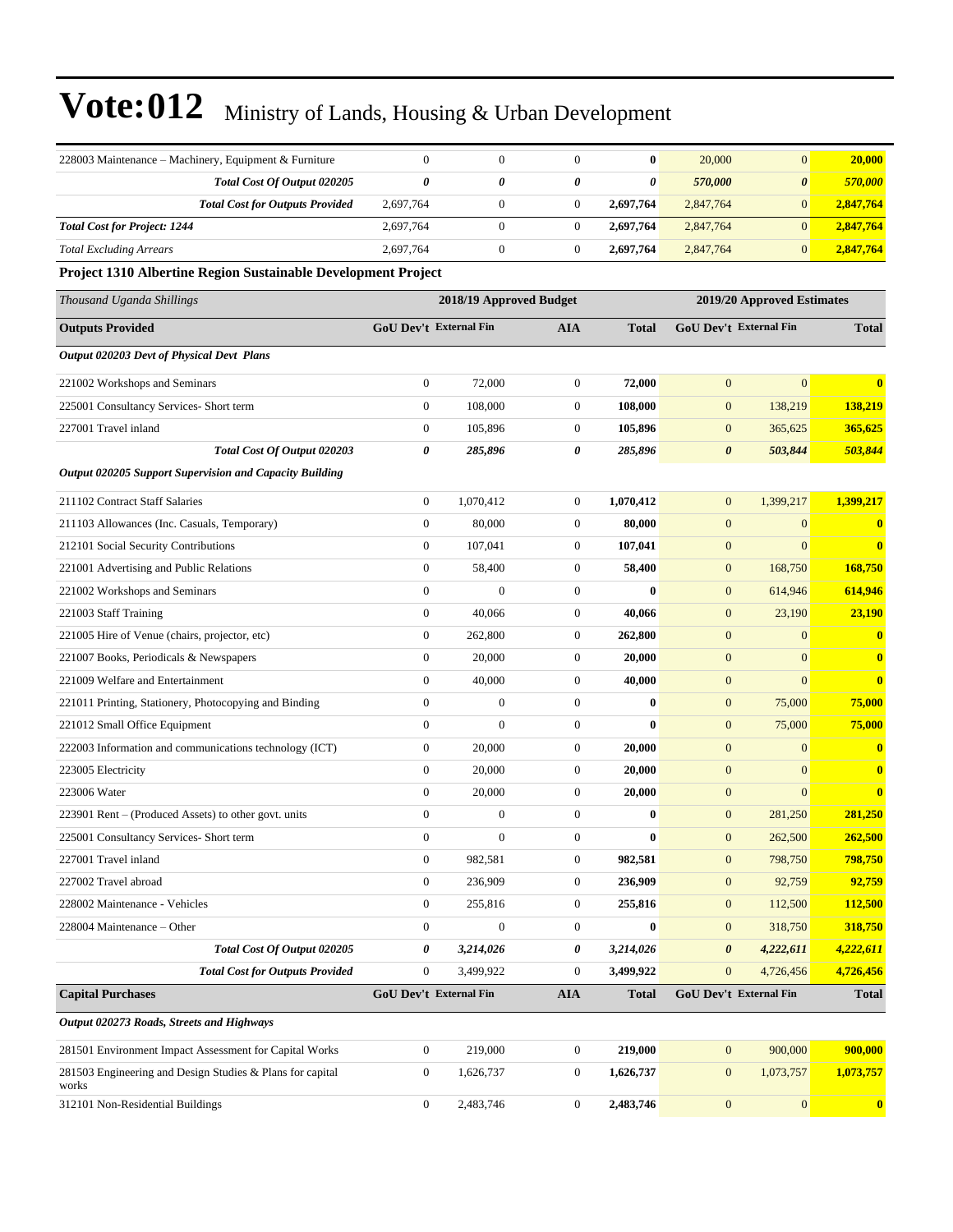# Vote:012 Ministry of Lands, Housing & Urban Development

| | | | | | | | |
|---|---|---|---|---|---|---|---|
| 228003 Maintenance – Machinery, Equipment & Furniture | 0 | 0 | 0 | **0** | 20,000 | 0 | **20,000** |
| ***Total Cost Of Output 020205*** | ***0*** | ***0*** | ***0*** | ***0*** | ***570,000*** | ***0*** | ***570,000*** |
| ***Total Cost for Outputs Provided*** | 2,697,764 | 0 | 0 | **2,697,764** | 2,847,764 | 0 | **2,847,764** |
| ***Total Cost for Project: 1244*** | 2,697,764 | 0 | 0 | **2,697,764** | 2,847,764 | 0 | **2,847,764** |
| *Total Excluding Arrears* | 2,697,764 | 0 | 0 | **2,697,764** | 2,847,764 | 0 | **2,847,764** |

**Project 1310 Albertine Region Sustainable Development Project**

| *Thousand Uganda Shillings* | 2018/19 Approved Budget | | | | 2019/20 Approved Estimates | | |
|---|---|---|---|---|---|---|---|
| **Outputs Provided** | **GoU Dev't** | **External Fin** | **AIA** | **Total** | **GoU Dev't** | **External Fin** | **Total** |
| ***Output 020203 Devt of Physical Devt Plans*** | | | | | | | |
| 221002 Workshops and Seminars | 0 | 72,000 | 0 | **72,000** | 0 | 0 | **0** |
| 225001 Consultancy Services- Short term | 0 | 108,000 | 0 | **108,000** | 0 | 138,219 | **138,219** |
| 227001 Travel inland | 0 | 105,896 | 0 | **105,896** | 0 | 365,625 | **365,625** |
| ***Total Cost Of Output 020203*** | ***0*** | ***285,896*** | ***0*** | ***285,896*** | ***0*** | ***503,844*** | ***503,844*** |
| ***Output 020205 Support Supervision and Capacity Building*** | | | | | | | |
| 211102 Contract Staff Salaries | 0 | 1,070,412 | 0 | **1,070,412** | 0 | 1,399,217 | **1,399,217** |
| 211103 Allowances (Inc. Casuals, Temporary) | 0 | 80,000 | 0 | **80,000** | 0 | 0 | **0** |
| 212101 Social Security Contributions | 0 | 107,041 | 0 | **107,041** | 0 | 0 | **0** |
| 221001 Advertising and Public Relations | 0 | 58,400 | 0 | **58,400** | 0 | 168,750 | **168,750** |
| 221002 Workshops and Seminars | 0 | 0 | 0 | **0** | 0 | 614,946 | **614,946** |
| 221003 Staff Training | 0 | 40,066 | 0 | **40,066** | 0 | 23,190 | **23,190** |
| 221005 Hire of Venue (chairs, projector, etc) | 0 | 262,800 | 0 | **262,800** | 0 | 0 | **0** |
| 221007 Books, Periodicals & Newspapers | 0 | 20,000 | 0 | **20,000** | 0 | 0 | **0** |
| 221009 Welfare and Entertainment | 0 | 40,000 | 0 | **40,000** | 0 | 0 | **0** |
| 221011 Printing, Stationery, Photocopying and Binding | 0 | 0 | 0 | **0** | 0 | 75,000 | **75,000** |
| 221012 Small Office Equipment | 0 | 0 | 0 | **0** | 0 | 75,000 | **75,000** |
| 222003 Information and communications technology (ICT) | 0 | 20,000 | 0 | **20,000** | 0 | 0 | **0** |
| 223005 Electricity | 0 | 20,000 | 0 | **20,000** | 0 | 0 | **0** |
| 223006 Water | 0 | 20,000 | 0 | **20,000** | 0 | 0 | **0** |
| 223901 Rent – (Produced Assets) to other govt. units | 0 | 0 | 0 | **0** | 0 | 281,250 | **281,250** |
| 225001 Consultancy Services- Short term | 0 | 0 | 0 | **0** | 0 | 262,500 | **262,500** |
| 227001 Travel inland | 0 | 982,581 | 0 | **982,581** | 0 | 798,750 | **798,750** |
| 227002 Travel abroad | 0 | 236,909 | 0 | **236,909** | 0 | 92,759 | **92,759** |
| 228002 Maintenance - Vehicles | 0 | 255,816 | 0 | **255,816** | 0 | 112,500 | **112,500** |
| 228004 Maintenance – Other | 0 | 0 | 0 | **0** | 0 | 318,750 | **318,750** |
| ***Total Cost Of Output 020205*** | ***0*** | ***3,214,026*** | ***0*** | ***3,214,026*** | ***0*** | ***4,222,611*** | ***4,222,611*** |
| ***Total Cost for Outputs Provided*** | 0 | 3,499,922 | 0 | **3,499,922** | 0 | 4,726,456 | **4,726,456** |
| **Capital Purchases** | **GoU Dev't** | **External Fin** | **AIA** | **Total** | **GoU Dev't** | **External Fin** | **Total** |
| ***Output 020273 Roads, Streets and Highways*** | | | | | | | |
| 281501 Environment Impact Assessment for Capital Works | 0 | 219,000 | 0 | **219,000** | 0 | 900,000 | **900,000** |
| 281503 Engineering and Design Studies & Plans for capital works | 0 | 1,626,737 | 0 | **1,626,737** | 0 | 1,073,757 | **1,073,757** |
| 312101 Non-Residential Buildings | 0 | 2,483,746 | 0 | **2,483,746** | 0 | 0 | **0** |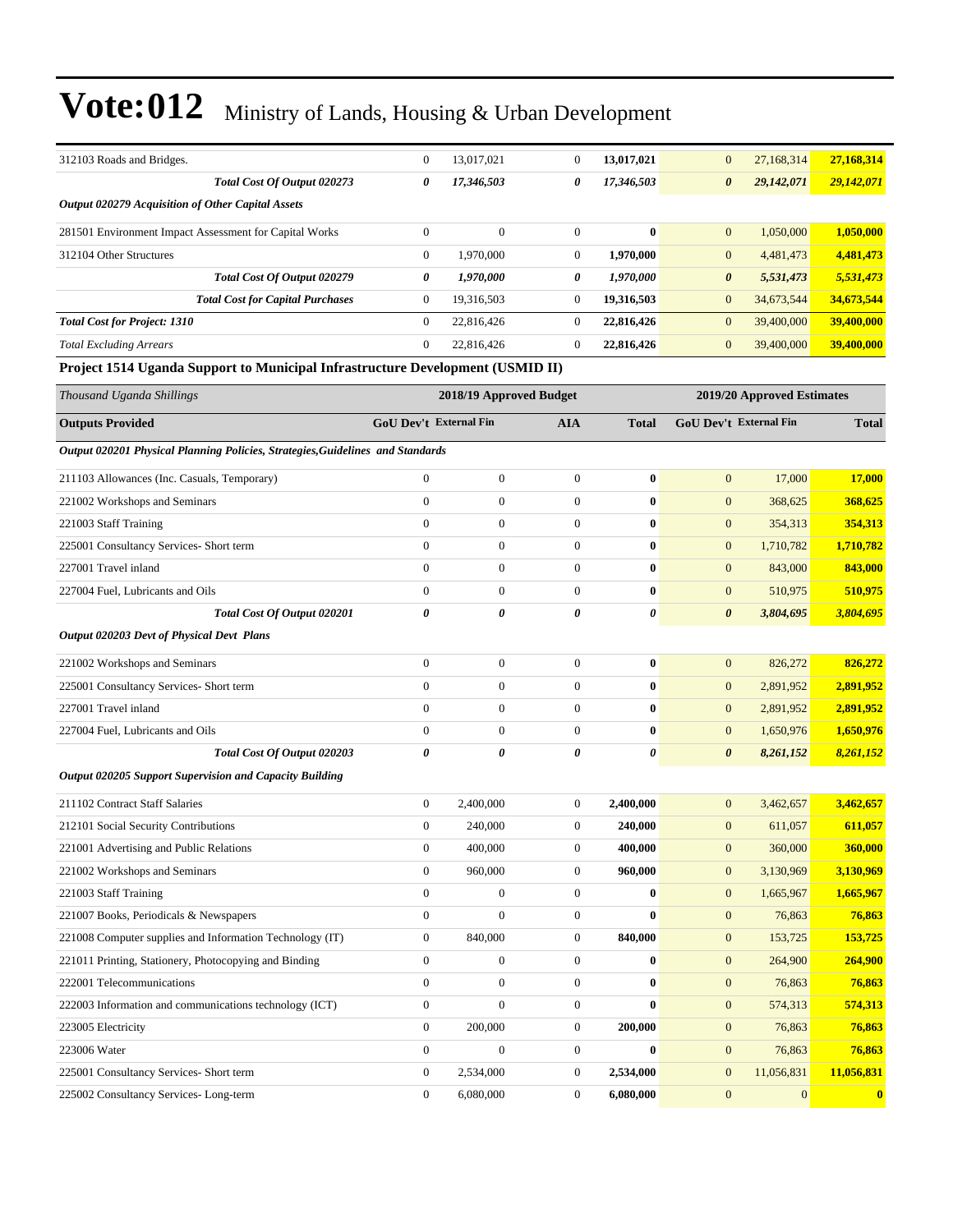# Vote:012 Ministry of Lands, Housing & Urban Development

| | | | | | | | |
|---|---|---|---|---|---|---|---|
| 312103 Roads and Bridges. | 0 | 13,017,021 | 0 | **13,017,021** | 0 | 27,168,314 | **27,168,314** |
| ***Total Cost Of Output 020273*** | ***0*** | ***17,346,503*** | ***0*** | ***17,346,503*** | ***0*** | ***29,142,071*** | ***29,142,071*** |
| ***Output 020279 Acquisition of Other Capital Assets*** | | | | | | | |
| 281501 Environment Impact Assessment for Capital Works | 0 | 0 | 0 | **0** | 0 | 1,050,000 | **1,050,000** |
| 312104 Other Structures | 0 | 1,970,000 | 0 | **1,970,000** | 0 | 4,481,473 | **4,481,473** |
| ***Total Cost Of Output 020279*** | ***0*** | ***1,970,000*** | ***0*** | ***1,970,000*** | ***0*** | ***5,531,473*** | ***5,531,473*** |
| ***Total Cost for Capital Purchases*** | 0 | 19,316,503 | 0 | **19,316,503** | 0 | 34,673,544 | **34,673,544** |
| ***Total Cost for Project: 1310*** | 0 | 22,816,426 | 0 | **22,816,426** | 0 | 39,400,000 | **39,400,000** |
| *Total Excluding Arrears* | 0 | 22,816,426 | 0 | **22,816,426** | 0 | 39,400,000 | **39,400,000** |

**Project 1514 Uganda Support to Municipal Infrastructure Development (USMID II)**

| *Thousand Uganda Shillings* | 2018/19 Approved Budget | | | | 2019/20 Approved Estimates | | |
|---|---|---|---|---|---|---|---|
| **Outputs Provided** | **GoU Dev't** | **External Fin** | **AIA** | **Total** | **GoU Dev't** | **External Fin** | **Total** |
| ***Output 020201 Physical Planning Policies, Strategies,Guidelines and Standards*** | | | | | | | |
| 211103 Allowances (Inc. Casuals, Temporary) | 0 | 0 | 0 | **0** | 0 | 17,000 | **17,000** |
| 221002 Workshops and Seminars | 0 | 0 | 0 | **0** | 0 | 368,625 | **368,625** |
| 221003 Staff Training | 0 | 0 | 0 | **0** | 0 | 354,313 | **354,313** |
| 225001 Consultancy Services- Short term | 0 | 0 | 0 | **0** | 0 | 1,710,782 | **1,710,782** |
| 227001 Travel inland | 0 | 0 | 0 | **0** | 0 | 843,000 | **843,000** |
| 227004 Fuel, Lubricants and Oils | 0 | 0 | 0 | **0** | 0 | 510,975 | **510,975** |
| ***Total Cost Of Output 020201*** | ***0*** | ***0*** | ***0*** | ***0*** | ***0*** | ***3,804,695*** | ***3,804,695*** |
| ***Output 020203 Devt of Physical Devt Plans*** | | | | | | | |
| 221002 Workshops and Seminars | 0 | 0 | 0 | **0** | 0 | 826,272 | **826,272** |
| 225001 Consultancy Services- Short term | 0 | 0 | 0 | **0** | 0 | 2,891,952 | **2,891,952** |
| 227001 Travel inland | 0 | 0 | 0 | **0** | 0 | 2,891,952 | **2,891,952** |
| 227004 Fuel, Lubricants and Oils | 0 | 0 | 0 | **0** | 0 | 1,650,976 | **1,650,976** |
| ***Total Cost Of Output 020203*** | ***0*** | ***0*** | ***0*** | ***0*** | ***0*** | ***8,261,152*** | ***8,261,152*** |
| ***Output 020205 Support Supervision and Capacity Building*** | | | | | | | |
| 211102 Contract Staff Salaries | 0 | 2,400,000 | 0 | **2,400,000** | 0 | 3,462,657 | **3,462,657** |
| 212101 Social Security Contributions | 0 | 240,000 | 0 | **240,000** | 0 | 611,057 | **611,057** |
| 221001 Advertising and Public Relations | 0 | 400,000 | 0 | **400,000** | 0 | 360,000 | **360,000** |
| 221002 Workshops and Seminars | 0 | 960,000 | 0 | **960,000** | 0 | 3,130,969 | **3,130,969** |
| 221003 Staff Training | 0 | 0 | 0 | **0** | 0 | 1,665,967 | **1,665,967** |
| 221007 Books, Periodicals & Newspapers | 0 | 0 | 0 | **0** | 0 | 76,863 | **76,863** |
| 221008 Computer supplies and Information Technology (IT) | 0 | 840,000 | 0 | **840,000** | 0 | 153,725 | **153,725** |
| 221011 Printing, Stationery, Photocopying and Binding | 0 | 0 | 0 | **0** | 0 | 264,900 | **264,900** |
| 222001 Telecommunications | 0 | 0 | 0 | **0** | 0 | 76,863 | **76,863** |
| 222003 Information and communications technology (ICT) | 0 | 0 | 0 | **0** | 0 | 574,313 | **574,313** |
| 223005 Electricity | 0 | 200,000 | 0 | **200,000** | 0 | 76,863 | **76,863** |
| 223006 Water | 0 | 0 | 0 | **0** | 0 | 76,863 | **76,863** |
| 225001 Consultancy Services- Short term | 0 | 2,534,000 | 0 | **2,534,000** | 0 | 11,056,831 | **11,056,831** |
| 225002 Consultancy Services- Long-term | 0 | 6,080,000 | 0 | **6,080,000** | 0 | 0 | **0** |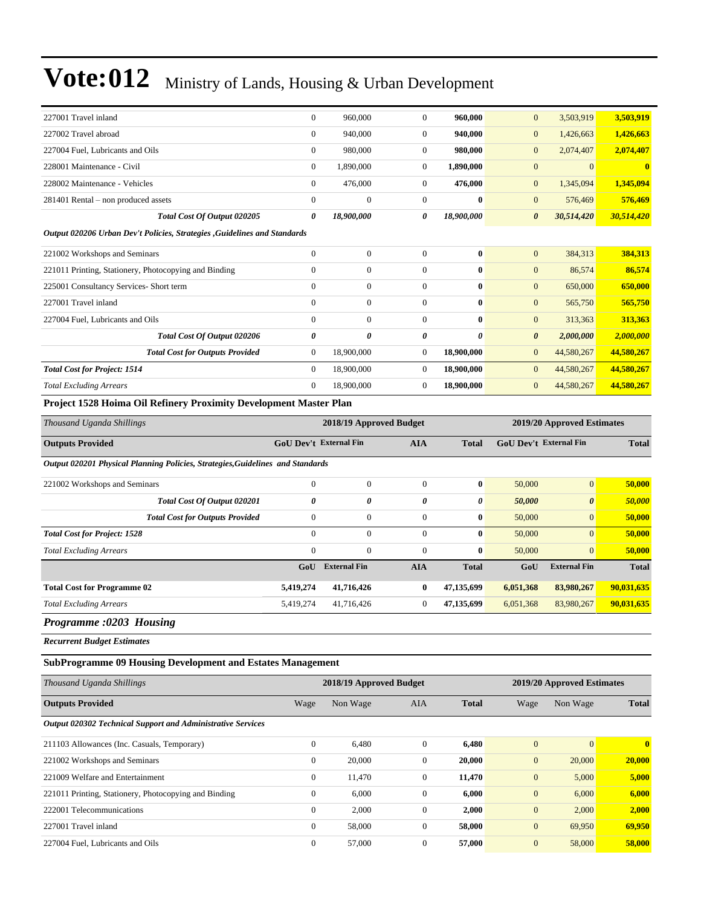# Vote:012 Ministry of Lands, Housing & Urban Development

| | | | | | | | |
|---|---|---|---|---|---|---|---|
| 227001 Travel inland | 0 | 960,000 | 0 | **960,000** | 0 | 3,503,919 | **3,503,919** |
| 227002 Travel abroad | 0 | 940,000 | 0 | **940,000** | 0 | 1,426,663 | **1,426,663** |
| 227004 Fuel, Lubricants and Oils | 0 | 980,000 | 0 | **980,000** | 0 | 2,074,407 | **2,074,407** |
| 228001 Maintenance - Civil | 0 | 1,890,000 | 0 | **1,890,000** | 0 | 0 | **0** |
| 228002 Maintenance - Vehicles | 0 | 476,000 | 0 | **476,000** | 0 | 1,345,094 | **1,345,094** |
| 281401 Rental – non produced assets | 0 | 0 | 0 | **0** | 0 | 576,469 | **576,469** |
| ***Total Cost Of Output 020205*** | ***0*** | ***18,900,000*** | ***0*** | ***18,900,000*** | ***0*** | ***30,514,420*** | ***30,514,420*** |
| ***Output 020206 Urban Dev't Policies, Strategies ,Guidelines and Standards*** | | | | | | | |
| 221002 Workshops and Seminars | 0 | 0 | 0 | **0** | 0 | 384,313 | **384,313** |
| 221011 Printing, Stationery, Photocopying and Binding | 0 | 0 | 0 | **0** | 0 | 86,574 | **86,574** |
| 225001 Consultancy Services- Short term | 0 | 0 | 0 | **0** | 0 | 650,000 | **650,000** |
| 227001 Travel inland | 0 | 0 | 0 | **0** | 0 | 565,750 | **565,750** |
| 227004 Fuel, Lubricants and Oils | 0 | 0 | 0 | **0** | 0 | 313,363 | **313,363** |
| ***Total Cost Of Output 020206*** | ***0*** | ***0*** | ***0*** | ***0*** | ***0*** | ***2,000,000*** | ***2,000,000*** |
| ***Total Cost for Outputs Provided*** | 0 | 18,900,000 | 0 | **18,900,000** | 0 | 44,580,267 | **44,580,267** |
| ***Total Cost for Project: 1514*** | 0 | 18,900,000 | 0 | **18,900,000** | 0 | 44,580,267 | **44,580,267** |
| *Total Excluding Arrears* | 0 | 18,900,000 | 0 | **18,900,000** | 0 | 44,580,267 | **44,580,267** |

**Project 1528 Hoima Oil Refinery Proximity Development Master Plan**

| *Thousand Uganda Shillings* | 2018/19 Approved Budget | | | | 2019/20 Approved Estimates | | |
|---|---|---|---|---|---|---|---|
| **Outputs Provided** | **GoU Dev't** | **External Fin** | **AIA** | **Total** | **GoU Dev't** | **External Fin** | **Total** |
| ***Output 020201 Physical Planning Policies, Strategies,Guidelines and Standards*** | | | | | | | |
| 221002 Workshops and Seminars | 0 | 0 | 0 | **0** | 50,000 | 0 | **50,000** |
| ***Total Cost Of Output 020201*** | ***0*** | ***0*** | ***0*** | ***0*** | ***50,000*** | ***0*** | ***50,000*** |
| ***Total Cost for Outputs Provided*** | 0 | 0 | 0 | **0** | 50,000 | 0 | **50,000** |
| ***Total Cost for Project: 1528*** | 0 | 0 | 0 | **0** | 50,000 | 0 | **50,000** |
| *Total Excluding Arrears* | 0 | 0 | 0 | **0** | 50,000 | 0 | **50,000** |
| | **GoU** | **External Fin** | **AIA** | **Total** | **GoU** | **External Fin** | **Total** |
| **Total Cost for Programme 02** | **5,419,274** | **41,716,426** | **0** | **47,135,699** | **6,051,368** | **83,980,267** | **90,031,635** |
| *Total Excluding Arrears* | 5,419,274 | 41,716,426 | 0 | **47,135,699** | 6,051,368 | 83,980,267 | **90,031,635** |

## *Programme :0203 Housing*

***Recurrent Budget Estimates***

**SubProgramme 09 Housing Development and Estates Management**

| *Thousand Uganda Shillings* | 2018/19 Approved Budget | | | | 2019/20 Approved Estimates | | |
|---|---|---|---|---|---|---|---|
| **Outputs Provided** | Wage | Non Wage | AIA | **Total** | Wage | Non Wage | **Total** |
| ***Output 020302 Technical Support and Administrative Services*** | | | | | | | |
| 211103 Allowances (Inc. Casuals, Temporary) | 0 | 6,480 | 0 | **6,480** | 0 | 0 | **0** |
| 221002 Workshops and Seminars | 0 | 20,000 | 0 | **20,000** | 0 | 20,000 | **20,000** |
| 221009 Welfare and Entertainment | 0 | 11,470 | 0 | **11,470** | 0 | 5,000 | **5,000** |
| 221011 Printing, Stationery, Photocopying and Binding | 0 | 6,000 | 0 | **6,000** | 0 | 6,000 | **6,000** |
| 222001 Telecommunications | 0 | 2,000 | 0 | **2,000** | 0 | 2,000 | **2,000** |
| 227001 Travel inland | 0 | 58,000 | 0 | **58,000** | 0 | 69,950 | **69,950** |
| 227004 Fuel, Lubricants and Oils | 0 | 57,000 | 0 | **57,000** | 0 | 58,000 | **58,000** |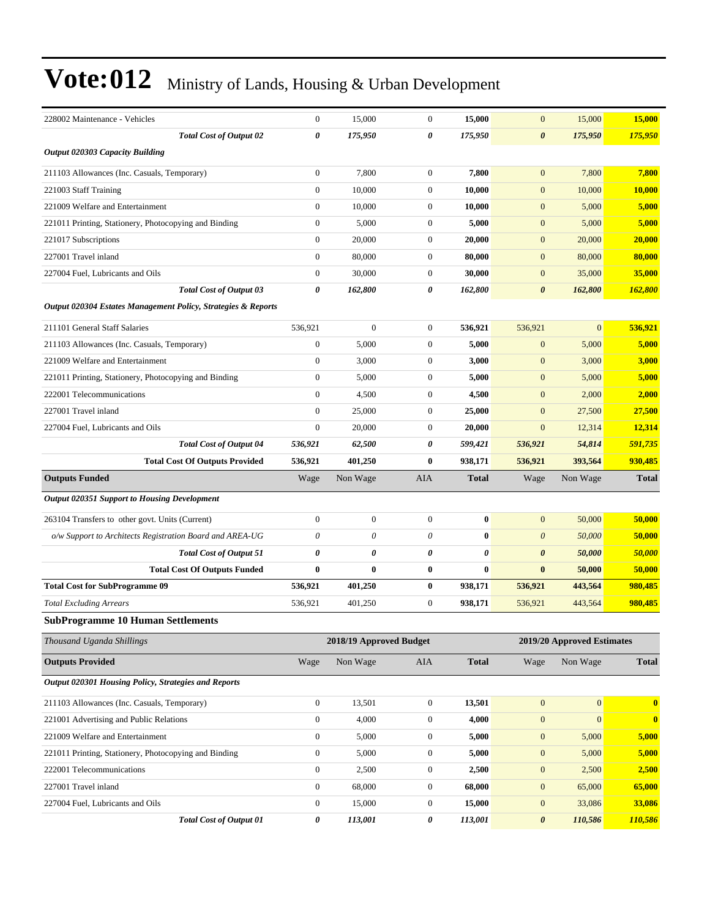# Vote:012 Ministry of Lands, Housing & Urban Development

| | | | | | | | |
|---|---|---|---|---|---|---|---|
| 228002 Maintenance - Vehicles | 0 | 15,000 | 0 | **15,000** | 0 | 15,000 | **15,000** |
| ***Total Cost of Output 02*** | ***0*** | ***175,950*** | ***0*** | ***175,950*** | ***0*** | ***175,950*** | ***175,950*** |
| ***Output 020303 Capacity Building*** | | | | | | | |
| 211103 Allowances (Inc. Casuals, Temporary) | 0 | 7,800 | 0 | **7,800** | 0 | 7,800 | **7,800** |
| 221003 Staff Training | 0 | 10,000 | 0 | **10,000** | 0 | 10,000 | **10,000** |
| 221009 Welfare and Entertainment | 0 | 10,000 | 0 | **10,000** | 0 | 5,000 | **5,000** |
| 221011 Printing, Stationery, Photocopying and Binding | 0 | 5,000 | 0 | **5,000** | 0 | 5,000 | **5,000** |
| 221017 Subscriptions | 0 | 20,000 | 0 | **20,000** | 0 | 20,000 | **20,000** |
| 227001 Travel inland | 0 | 80,000 | 0 | **80,000** | 0 | 80,000 | **80,000** |
| 227004 Fuel, Lubricants and Oils | 0 | 30,000 | 0 | **30,000** | 0 | 35,000 | **35,000** |
| ***Total Cost of Output 03*** | ***0*** | ***162,800*** | ***0*** | ***162,800*** | ***0*** | ***162,800*** | ***162,800*** |
| ***Output 020304 Estates Management Policy, Strategies & Reports*** | | | | | | | |
| 211101 General Staff Salaries | 536,921 | 0 | 0 | **536,921** | 536,921 | 0 | **536,921** |
| 211103 Allowances (Inc. Casuals, Temporary) | 0 | 5,000 | 0 | **5,000** | 0 | 5,000 | **5,000** |
| 221009 Welfare and Entertainment | 0 | 3,000 | 0 | **3,000** | 0 | 3,000 | **3,000** |
| 221011 Printing, Stationery, Photocopying and Binding | 0 | 5,000 | 0 | **5,000** | 0 | 5,000 | **5,000** |
| 222001 Telecommunications | 0 | 4,500 | 0 | **4,500** | 0 | 2,000 | **2,000** |
| 227001 Travel inland | 0 | 25,000 | 0 | **25,000** | 0 | 27,500 | **27,500** |
| 227004 Fuel, Lubricants and Oils | 0 | 20,000 | 0 | **20,000** | 0 | 12,314 | **12,314** |
| ***Total Cost of Output 04*** | ***536,921*** | ***62,500*** | ***0*** | ***599,421*** | ***536,921*** | ***54,814*** | ***591,735*** |
| **Total Cost Of Outputs Provided** | **536,921** | **401,250** | **0** | **938,171** | **536,921** | **393,564** | **930,485** |
| **Outputs Funded** | Wage | Non Wage | AIA | **Total** | Wage | Non Wage | **Total** |
| ***Output 020351 Support to Housing Development*** | | | | | | | |
| 263104 Transfers to other govt. Units (Current) | 0 | 0 | 0 | **0** | 0 | 50,000 | **50,000** |
| *o/w Support to Architects Registration Board and AREA-UG* | *0* | *0* | *0* | **0** | *0* | *50,000* | **50,000** |
| ***Total Cost of Output 51*** | ***0*** | ***0*** | ***0*** | ***0*** | ***0*** | ***50,000*** | ***50,000*** |
| **Total Cost Of Outputs Funded** | **0** | **0** | **0** | **0** | **0** | **50,000** | **50,000** |
| **Total Cost for SubProgramme 09** | **536,921** | **401,250** | **0** | **938,171** | **536,921** | **443,564** | **980,485** |
| *Total Excluding Arrears* | 536,921 | 401,250 | 0 | **938,171** | 536,921 | 443,564 | **980,485** |

### SubProgramme 10 Human Settlements

| *Thousand Uganda Shillings* | 2018/19 Approved Budget | | | | 2019/20 Approved Estimates | | |
|---|---|---|---|---|---|---|---|
| **Outputs Provided** | Wage | Non Wage | AIA | **Total** | Wage | Non Wage | **Total** |
| ***Output 020301 Housing Policy, Strategies and Reports*** | | | | | | | |
| 211103 Allowances (Inc. Casuals, Temporary) | 0 | 13,501 | 0 | **13,501** | 0 | 0 | **0** |
| 221001 Advertising and Public Relations | 0 | 4,000 | 0 | **4,000** | 0 | 0 | **0** |
| 221009 Welfare and Entertainment | 0 | 5,000 | 0 | **5,000** | 0 | 5,000 | **5,000** |
| 221011 Printing, Stationery, Photocopying and Binding | 0 | 5,000 | 0 | **5,000** | 0 | 5,000 | **5,000** |
| 222001 Telecommunications | 0 | 2,500 | 0 | **2,500** | 0 | 2,500 | **2,500** |
| 227001 Travel inland | 0 | 68,000 | 0 | **68,000** | 0 | 65,000 | **65,000** |
| 227004 Fuel, Lubricants and Oils | 0 | 15,000 | 0 | **15,000** | 0 | 33,086 | **33,086** |
| ***Total Cost of Output 01*** | ***0*** | ***113,001*** | ***0*** | ***113,001*** | ***0*** | ***110,586*** | ***110,586*** |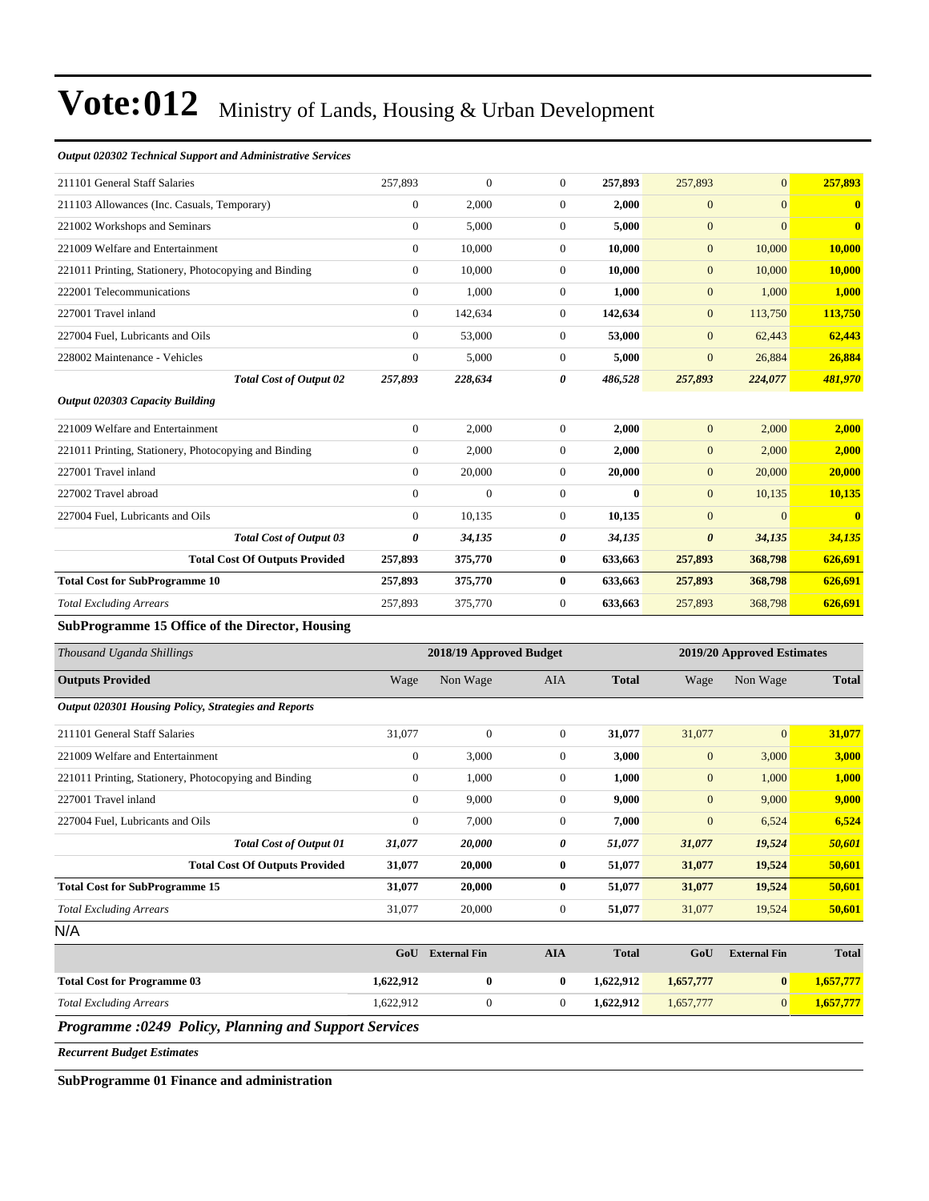# Vote:012 Ministry of Lands, Housing & Urban Development

*Output 020302 Technical Support and Administrative Services*

| | | | | | | | |
|---|---|---|---|---|---|---|---|
| 211101 General Staff Salaries | 257,893 | 0 | 0 | **257,893** | 257,893 | 0 | **257,893** |
| 211103 Allowances (Inc. Casuals, Temporary) | 0 | 2,000 | 0 | **2,000** | 0 | 0 | **0** |
| 221002 Workshops and Seminars | 0 | 5,000 | 0 | **5,000** | 0 | 0 | **0** |
| 221009 Welfare and Entertainment | 0 | 10,000 | 0 | **10,000** | 0 | 10,000 | **10,000** |
| 221011 Printing, Stationery, Photocopying and Binding | 0 | 10,000 | 0 | **10,000** | 0 | 10,000 | **10,000** |
| 222001 Telecommunications | 0 | 1,000 | 0 | **1,000** | 0 | 1,000 | **1,000** |
| 227001 Travel inland | 0 | 142,634 | 0 | **142,634** | 0 | 113,750 | **113,750** |
| 227004 Fuel, Lubricants and Oils | 0 | 53,000 | 0 | **53,000** | 0 | 62,443 | **62,443** |
| 228002 Maintenance - Vehicles | 0 | 5,000 | 0 | **5,000** | 0 | 26,884 | **26,884** |
| ***Total Cost of Output 02*** | ***257,893*** | ***228,634*** | ***0*** | ***486,528*** | ***257,893*** | ***224,077*** | ***481,970*** |
| ***Output 020303 Capacity Building*** | | | | | | | |
| 221009 Welfare and Entertainment | 0 | 2,000 | 0 | **2,000** | 0 | 2,000 | **2,000** |
| 221011 Printing, Stationery, Photocopying and Binding | 0 | 2,000 | 0 | **2,000** | 0 | 2,000 | **2,000** |
| 227001 Travel inland | 0 | 20,000 | 0 | **20,000** | 0 | 20,000 | **20,000** |
| 227002 Travel abroad | 0 | 0 | 0 | **0** | 0 | 10,135 | **10,135** |
| 227004 Fuel, Lubricants and Oils | 0 | 10,135 | 0 | **10,135** | 0 | 0 | **0** |
| ***Total Cost of Output 03*** | ***0*** | ***34,135*** | ***0*** | ***34,135*** | ***0*** | ***34,135*** | ***34,135*** |
| **Total Cost Of Outputs Provided** | **257,893** | **375,770** | **0** | **633,663** | **257,893** | **368,798** | **626,691** |
| **Total Cost for SubProgramme 10** | **257,893** | **375,770** | **0** | **633,663** | **257,893** | **368,798** | **626,691** |
| *Total Excluding Arrears* | 257,893 | 375,770 | 0 | **633,663** | 257,893 | 368,798 | **626,691** |

**SubProgramme 15 Office of the Director, Housing**

| *Thousand Uganda Shillings* | 2018/19 Approved Budget | | | | 2019/20 Approved Estimates | | |
|---|---|---|---|---|---|---|---|
| **Outputs Provided** | Wage | Non Wage | AIA | **Total** | Wage | Non Wage | **Total** |
| ***Output 020301 Housing Policy, Strategies and Reports*** | | | | | | | |
| 211101 General Staff Salaries | 31,077 | 0 | 0 | **31,077** | 31,077 | 0 | **31,077** |
| 221009 Welfare and Entertainment | 0 | 3,000 | 0 | **3,000** | 0 | 3,000 | **3,000** |
| 221011 Printing, Stationery, Photocopying and Binding | 0 | 1,000 | 0 | **1,000** | 0 | 1,000 | **1,000** |
| 227001 Travel inland | 0 | 9,000 | 0 | **9,000** | 0 | 9,000 | **9,000** |
| 227004 Fuel, Lubricants and Oils | 0 | 7,000 | 0 | **7,000** | 0 | 6,524 | **6,524** |
| ***Total Cost of Output 01*** | ***31,077*** | ***20,000*** | ***0*** | ***51,077*** | ***31,077*** | ***19,524*** | ***50,601*** |
| **Total Cost Of Outputs Provided** | **31,077** | **20,000** | **0** | **51,077** | **31,077** | **19,524** | **50,601** |
| **Total Cost for SubProgramme 15** | **31,077** | **20,000** | **0** | **51,077** | **31,077** | **19,524** | **50,601** |
| *Total Excluding Arrears* | 31,077 | 20,000 | 0 | **51,077** | 31,077 | 19,524 | **50,601** |

N/A

| | GoU | External Fin | AIA | Total | GoU | External Fin | Total |
|---|---|---|---|---|---|---|---|
| **Total Cost for Programme 03** | **1,622,912** | **0** | **0** | **1,622,912** | **1,657,777** | **0** | **1,657,777** |
| *Total Excluding Arrears* | 1,622,912 | 0 | 0 | **1,622,912** | 1,657,777 | 0 | **1,657,777** |

## *Programme :0249 Policy, Planning and Support Services*

***Recurrent Budget Estimates***

**SubProgramme 01 Finance and administration**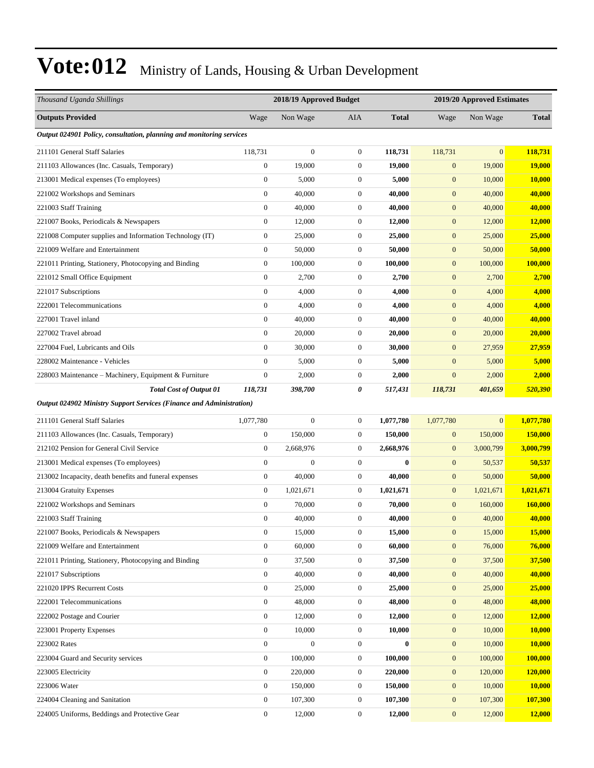# Vote:012 Ministry of Lands, Housing & Urban Development

| *Thousand Uganda Shillings* | 2018/19 Approved Budget | | | | 2019/20 Approved Estimates | | |
|---|---|---|---|---|---|---|---|
| **Outputs Provided** | Wage | Non Wage | AIA | **Total** | Wage | Non Wage | **Total** |
| ***Output 024901 Policy, consultation, planning and monitoring services*** | | | | | | | |
| 211101 General Staff Salaries | 118,731 | 0 | 0 | **118,731** | 118,731 | 0 | **118,731** |
| 211103 Allowances (Inc. Casuals, Temporary) | 0 | 19,000 | 0 | **19,000** | 0 | 19,000 | **19,000** |
| 213001 Medical expenses (To employees) | 0 | 5,000 | 0 | **5,000** | 0 | 10,000 | **10,000** |
| 221002 Workshops and Seminars | 0 | 40,000 | 0 | **40,000** | 0 | 40,000 | **40,000** |
| 221003 Staff Training | 0 | 40,000 | 0 | **40,000** | 0 | 40,000 | **40,000** |
| 221007 Books, Periodicals & Newspapers | 0 | 12,000 | 0 | **12,000** | 0 | 12,000 | **12,000** |
| 221008 Computer supplies and Information Technology (IT) | 0 | 25,000 | 0 | **25,000** | 0 | 25,000 | **25,000** |
| 221009 Welfare and Entertainment | 0 | 50,000 | 0 | **50,000** | 0 | 50,000 | **50,000** |
| 221011 Printing, Stationery, Photocopying and Binding | 0 | 100,000 | 0 | **100,000** | 0 | 100,000 | **100,000** |
| 221012 Small Office Equipment | 0 | 2,700 | 0 | **2,700** | 0 | 2,700 | **2,700** |
| 221017 Subscriptions | 0 | 4,000 | 0 | **4,000** | 0 | 4,000 | **4,000** |
| 222001 Telecommunications | 0 | 4,000 | 0 | **4,000** | 0 | 4,000 | **4,000** |
| 227001 Travel inland | 0 | 40,000 | 0 | **40,000** | 0 | 40,000 | **40,000** |
| 227002 Travel abroad | 0 | 20,000 | 0 | **20,000** | 0 | 20,000 | **20,000** |
| 227004 Fuel, Lubricants and Oils | 0 | 30,000 | 0 | **30,000** | 0 | 27,959 | **27,959** |
| 228002 Maintenance - Vehicles | 0 | 5,000 | 0 | **5,000** | 0 | 5,000 | **5,000** |
| 228003 Maintenance – Machinery, Equipment & Furniture | 0 | 2,000 | 0 | **2,000** | 0 | 2,000 | **2,000** |
| ***Total Cost of Output 01*** | ***118,731*** | ***398,700*** | ***0*** | ***517,431*** | ***118,731*** | ***401,659*** | ***520,390*** |
| ***Output 024902 Ministry Support Services (Finance and Administration)*** | | | | | | | |
| 211101 General Staff Salaries | 1,077,780 | 0 | 0 | **1,077,780** | 1,077,780 | 0 | **1,077,780** |
| 211103 Allowances (Inc. Casuals, Temporary) | 0 | 150,000 | 0 | **150,000** | 0 | 150,000 | **150,000** |
| 212102 Pension for General Civil Service | 0 | 2,668,976 | 0 | **2,668,976** | 0 | 3,000,799 | **3,000,799** |
| 213001 Medical expenses (To employees) | 0 | 0 | 0 | **0** | 0 | 50,537 | **50,537** |
| 213002 Incapacity, death benefits and funeral expenses | 0 | 40,000 | 0 | **40,000** | 0 | 50,000 | **50,000** |
| 213004 Gratuity Expenses | 0 | 1,021,671 | 0 | **1,021,671** | 0 | 1,021,671 | **1,021,671** |
| 221002 Workshops and Seminars | 0 | 70,000 | 0 | **70,000** | 0 | 160,000 | **160,000** |
| 221003 Staff Training | 0 | 40,000 | 0 | **40,000** | 0 | 40,000 | **40,000** |
| 221007 Books, Periodicals & Newspapers | 0 | 15,000 | 0 | **15,000** | 0 | 15,000 | **15,000** |
| 221009 Welfare and Entertainment | 0 | 60,000 | 0 | **60,000** | 0 | 76,000 | **76,000** |
| 221011 Printing, Stationery, Photocopying and Binding | 0 | 37,500 | 0 | **37,500** | 0 | 37,500 | **37,500** |
| 221017 Subscriptions | 0 | 40,000 | 0 | **40,000** | 0 | 40,000 | **40,000** |
| 221020 IPPS Recurrent Costs | 0 | 25,000 | 0 | **25,000** | 0 | 25,000 | **25,000** |
| 222001 Telecommunications | 0 | 48,000 | 0 | **48,000** | 0 | 48,000 | **48,000** |
| 222002 Postage and Courier | 0 | 12,000 | 0 | **12,000** | 0 | 12,000 | **12,000** |
| 223001 Property Expenses | 0 | 10,000 | 0 | **10,000** | 0 | 10,000 | **10,000** |
| 223002 Rates | 0 | 0 | 0 | **0** | 0 | 10,000 | **10,000** |
| 223004 Guard and Security services | 0 | 100,000 | 0 | **100,000** | 0 | 100,000 | **100,000** |
| 223005 Electricity | 0 | 220,000 | 0 | **220,000** | 0 | 120,000 | **120,000** |
| 223006 Water | 0 | 150,000 | 0 | **150,000** | 0 | 10,000 | **10,000** |
| 224004 Cleaning and Sanitation | 0 | 107,300 | 0 | **107,300** | 0 | 107,300 | **107,300** |
| 224005 Uniforms, Beddings and Protective Gear | 0 | 12,000 | 0 | **12,000** | 0 | 12,000 | **12,000** |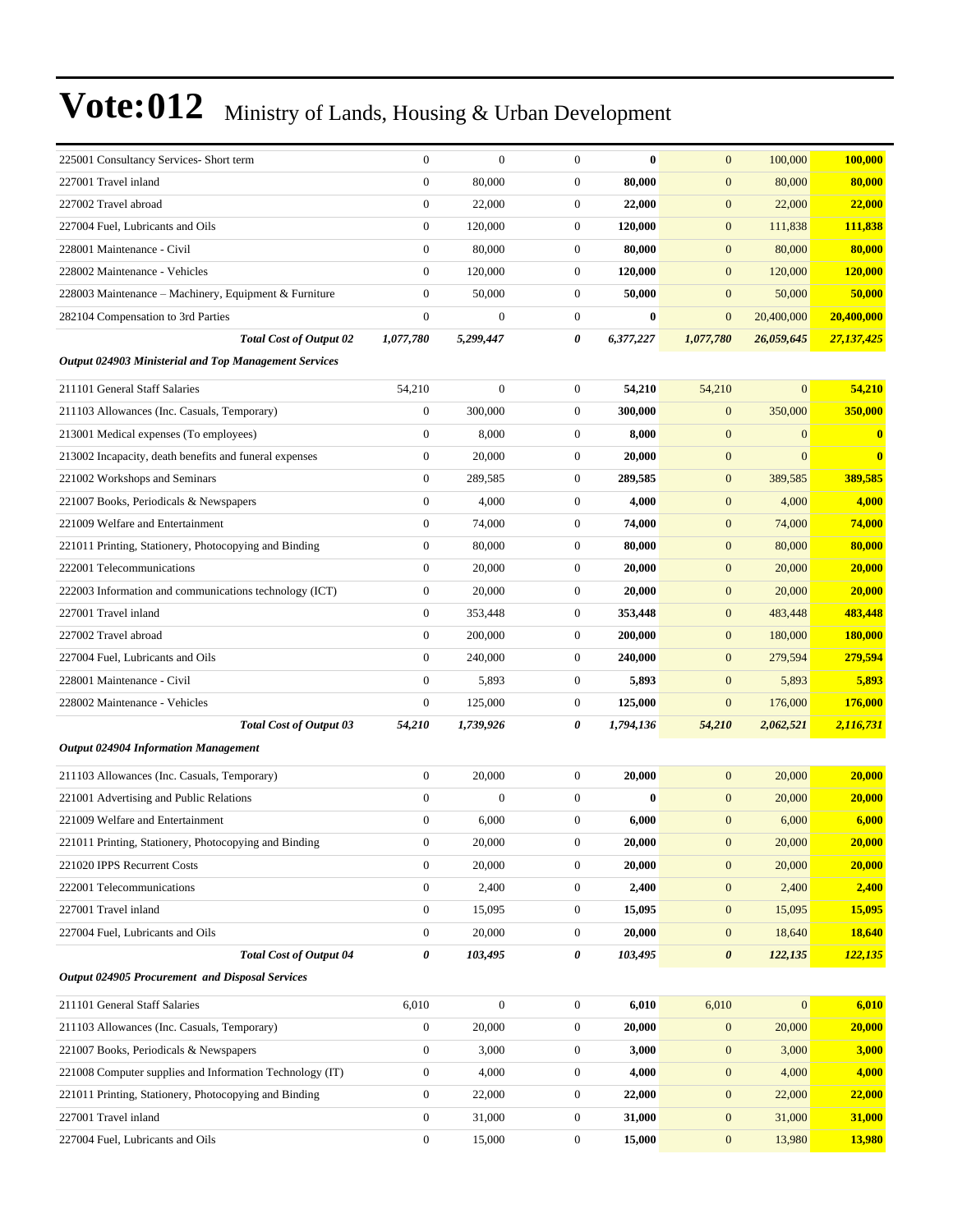# Vote:012 Ministry of Lands, Housing & Urban Development

| | | | | | | | |
|---|---|---|---|---|---|---|---|
| 225001 Consultancy Services- Short term | 0 | 0 | 0 | **0** | 0 | 100,000 | **100,000** |
| 227001 Travel inland | 0 | 80,000 | 0 | **80,000** | 0 | 80,000 | **80,000** |
| 227002 Travel abroad | 0 | 22,000 | 0 | **22,000** | 0 | 22,000 | **22,000** |
| 227004 Fuel, Lubricants and Oils | 0 | 120,000 | 0 | **120,000** | 0 | 111,838 | **111,838** |
| 228001 Maintenance - Civil | 0 | 80,000 | 0 | **80,000** | 0 | 80,000 | **80,000** |
| 228002 Maintenance - Vehicles | 0 | 120,000 | 0 | **120,000** | 0 | 120,000 | **120,000** |
| 228003 Maintenance – Machinery, Equipment & Furniture | 0 | 50,000 | 0 | **50,000** | 0 | 50,000 | **50,000** |
| 282104 Compensation to 3rd Parties | 0 | 0 | 0 | **0** | 0 | 20,400,000 | **20,400,000** |
| ***Total Cost of Output 02*** | ***1,077,780*** | ***5,299,447*** | ***0*** | ***6,377,227*** | ***1,077,780*** | ***26,059,645*** | ***27,137,425*** |
| ***Output 024903 Ministerial and Top Management Services*** | | | | | | | |
| 211101 General Staff Salaries | 54,210 | 0 | 0 | **54,210** | 54,210 | 0 | **54,210** |
| 211103 Allowances (Inc. Casuals, Temporary) | 0 | 300,000 | 0 | **300,000** | 0 | 350,000 | **350,000** |
| 213001 Medical expenses (To employees) | 0 | 8,000 | 0 | **8,000** | 0 | 0 | **0** |
| 213002 Incapacity, death benefits and funeral expenses | 0 | 20,000 | 0 | **20,000** | 0 | 0 | **0** |
| 221002 Workshops and Seminars | 0 | 289,585 | 0 | **289,585** | 0 | 389,585 | **389,585** |
| 221007 Books, Periodicals & Newspapers | 0 | 4,000 | 0 | **4,000** | 0 | 4,000 | **4,000** |
| 221009 Welfare and Entertainment | 0 | 74,000 | 0 | **74,000** | 0 | 74,000 | **74,000** |
| 221011 Printing, Stationery, Photocopying and Binding | 0 | 80,000 | 0 | **80,000** | 0 | 80,000 | **80,000** |
| 222001 Telecommunications | 0 | 20,000 | 0 | **20,000** | 0 | 20,000 | **20,000** |
| 222003 Information and communications technology (ICT) | 0 | 20,000 | 0 | **20,000** | 0 | 20,000 | **20,000** |
| 227001 Travel inland | 0 | 353,448 | 0 | **353,448** | 0 | 483,448 | **483,448** |
| 227002 Travel abroad | 0 | 200,000 | 0 | **200,000** | 0 | 180,000 | **180,000** |
| 227004 Fuel, Lubricants and Oils | 0 | 240,000 | 0 | **240,000** | 0 | 279,594 | **279,594** |
| 228001 Maintenance - Civil | 0 | 5,893 | 0 | **5,893** | 0 | 5,893 | **5,893** |
| 228002 Maintenance - Vehicles | 0 | 125,000 | 0 | **125,000** | 0 | 176,000 | **176,000** |
| ***Total Cost of Output 03*** | ***54,210*** | ***1,739,926*** | ***0*** | ***1,794,136*** | ***54,210*** | ***2,062,521*** | ***2,116,731*** |
| ***Output 024904 Information Management*** | | | | | | | |
| 211103 Allowances (Inc. Casuals, Temporary) | 0 | 20,000 | 0 | **20,000** | 0 | 20,000 | **20,000** |
| 221001 Advertising and Public Relations | 0 | 0 | 0 | **0** | 0 | 20,000 | **20,000** |
| 221009 Welfare and Entertainment | 0 | 6,000 | 0 | **6,000** | 0 | 6,000 | **6,000** |
| 221011 Printing, Stationery, Photocopying and Binding | 0 | 20,000 | 0 | **20,000** | 0 | 20,000 | **20,000** |
| 221020 IPPS Recurrent Costs | 0 | 20,000 | 0 | **20,000** | 0 | 20,000 | **20,000** |
| 222001 Telecommunications | 0 | 2,400 | 0 | **2,400** | 0 | 2,400 | **2,400** |
| 227001 Travel inland | 0 | 15,095 | 0 | **15,095** | 0 | 15,095 | **15,095** |
| 227004 Fuel, Lubricants and Oils | 0 | 20,000 | 0 | **20,000** | 0 | 18,640 | **18,640** |
| ***Total Cost of Output 04*** | ***0*** | ***103,495*** | ***0*** | ***103,495*** | ***0*** | ***122,135*** | ***122,135*** |
| ***Output 024905 Procurement and Disposal Services*** | | | | | | | |
| 211101 General Staff Salaries | 6,010 | 0 | 0 | **6,010** | 6,010 | 0 | **6,010** |
| 211103 Allowances (Inc. Casuals, Temporary) | 0 | 20,000 | 0 | **20,000** | 0 | 20,000 | **20,000** |
| 221007 Books, Periodicals & Newspapers | 0 | 3,000 | 0 | **3,000** | 0 | 3,000 | **3,000** |
| 221008 Computer supplies and Information Technology (IT) | 0 | 4,000 | 0 | **4,000** | 0 | 4,000 | **4,000** |
| 221011 Printing, Stationery, Photocopying and Binding | 0 | 22,000 | 0 | **22,000** | 0 | 22,000 | **22,000** |
| 227001 Travel inland | 0 | 31,000 | 0 | **31,000** | 0 | 31,000 | **31,000** |
| 227004 Fuel, Lubricants and Oils | 0 | 15,000 | 0 | **15,000** | 0 | 13,980 | **13,980** |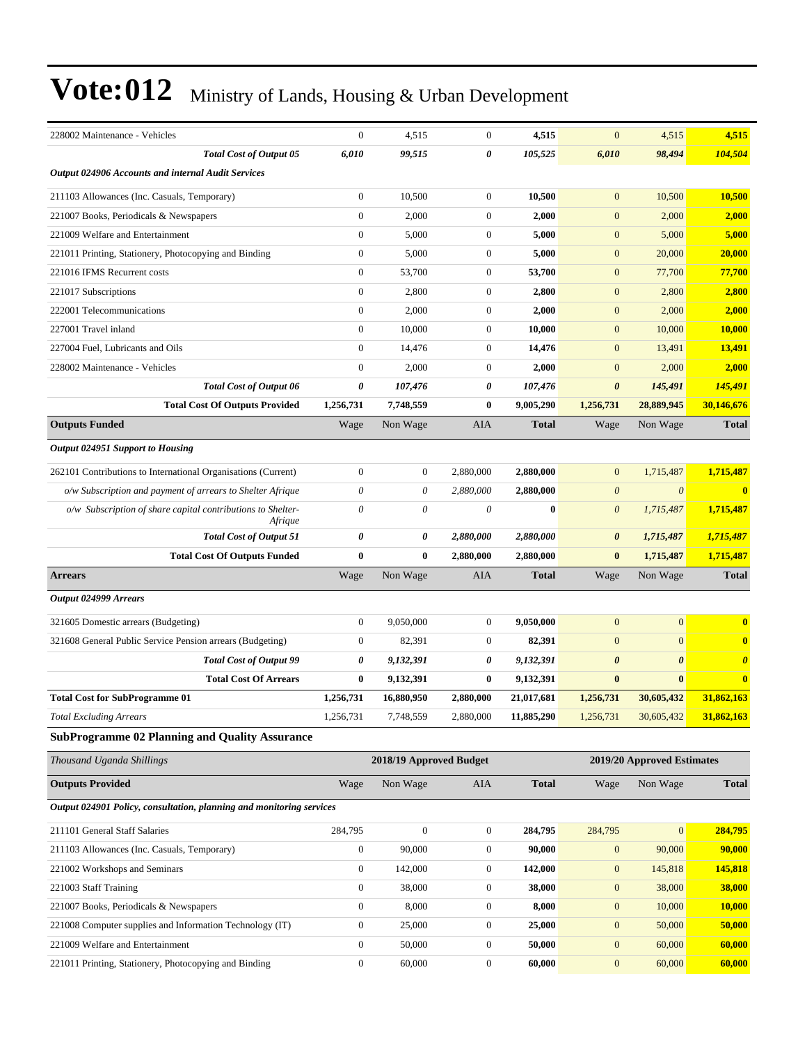# Vote:012 Ministry of Lands, Housing & Urban Development

| | | | | | | | |
|---|---|---|---|---|---|---|---|
| 228002 Maintenance - Vehicles | 0 | 4,515 | 0 | **4,515** | 0 | 4,515 | **4,515** |
| ***Total Cost of Output 05*** | ***6,010*** | ***99,515*** | ***0*** | ***105,525*** | ***6,010*** | ***98,494*** | ***104,504*** |
| ***Output 024906 Accounts and internal Audit Services*** | | | | | | | |
| 211103 Allowances (Inc. Casuals, Temporary) | 0 | 10,500 | 0 | **10,500** | 0 | 10,500 | **10,500** |
| 221007 Books, Periodicals & Newspapers | 0 | 2,000 | 0 | **2,000** | 0 | 2,000 | **2,000** |
| 221009 Welfare and Entertainment | 0 | 5,000 | 0 | **5,000** | 0 | 5,000 | **5,000** |
| 221011 Printing, Stationery, Photocopying and Binding | 0 | 5,000 | 0 | **5,000** | 0 | 20,000 | **20,000** |
| 221016 IFMS Recurrent costs | 0 | 53,700 | 0 | **53,700** | 0 | 77,700 | **77,700** |
| 221017 Subscriptions | 0 | 2,800 | 0 | **2,800** | 0 | 2,800 | **2,800** |
| 222001 Telecommunications | 0 | 2,000 | 0 | **2,000** | 0 | 2,000 | **2,000** |
| 227001 Travel inland | 0 | 10,000 | 0 | **10,000** | 0 | 10,000 | **10,000** |
| 227004 Fuel, Lubricants and Oils | 0 | 14,476 | 0 | **14,476** | 0 | 13,491 | **13,491** |
| 228002 Maintenance - Vehicles | 0 | 2,000 | 0 | **2,000** | 0 | 2,000 | **2,000** |
| ***Total Cost of Output 06*** | ***0*** | ***107,476*** | ***0*** | ***107,476*** | ***0*** | ***145,491*** | ***145,491*** |
| **Total Cost Of Outputs Provided** | **1,256,731** | **7,748,559** | **0** | **9,005,290** | **1,256,731** | **28,889,945** | **30,146,676** |
| **Outputs Funded** | Wage | Non Wage | AIA | **Total** | Wage | Non Wage | **Total** |
| ***Output 024951 Support to Housing*** | | | | | | | |
| 262101 Contributions to International Organisations (Current) | 0 | 0 | 2,880,000 | **2,880,000** | 0 | 1,715,487 | **1,715,487** |
| *o/w Subscription and payment of arrears to Shelter Afrique* | *0* | *0* | *2,880,000* | **2,880,000** | *0* | *0* | **0** |
| *o/w Subscription of share capital contributions to Shelter-Afrique* | *0* | *0* | *0* | **0** | *0* | *1,715,487* | **1,715,487** |
| ***Total Cost of Output 51*** | ***0*** | ***0*** | ***2,880,000*** | ***2,880,000*** | ***0*** | ***1,715,487*** | ***1,715,487*** |
| **Total Cost Of Outputs Funded** | **0** | **0** | **2,880,000** | **2,880,000** | **0** | **1,715,487** | **1,715,487** |
| **Arrears** | Wage | Non Wage | AIA | **Total** | Wage | Non Wage | **Total** |
| ***Output 024999 Arrears*** | | | | | | | |
| 321605 Domestic arrears (Budgeting) | 0 | 9,050,000 | 0 | **9,050,000** | 0 | 0 | **0** |
| 321608 General Public Service Pension arrears (Budgeting) | 0 | 82,391 | 0 | **82,391** | 0 | 0 | **0** |
| ***Total Cost of Output 99*** | ***0*** | ***9,132,391*** | ***0*** | ***9,132,391*** | ***0*** | ***0*** | ***0*** |
| **Total Cost Of Arrears** | **0** | **9,132,391** | **0** | **9,132,391** | **0** | **0** | **0** |
| **Total Cost for SubProgramme 01** | **1,256,731** | **16,880,950** | **2,880,000** | **21,017,681** | **1,256,731** | **30,605,432** | **31,862,163** |
| *Total Excluding Arrears* | 1,256,731 | 7,748,559 | 2,880,000 | 11,885,290 | 1,256,731 | 30,605,432 | **31,862,163** |

## SubProgramme 02 Planning and Quality Assurance

| *Thousand Uganda Shillings* | 2018/19 Approved Budget | | | | 2019/20 Approved Estimates | | |
|---|---|---|---|---|---|---|---|
| **Outputs Provided** | Wage | Non Wage | AIA | **Total** | Wage | Non Wage | **Total** |
| ***Output 024901 Policy, consultation, planning and monitoring services*** | | | | | | | |
| 211101 General Staff Salaries | 284,795 | 0 | 0 | **284,795** | 284,795 | 0 | **284,795** |
| 211103 Allowances (Inc. Casuals, Temporary) | 0 | 90,000 | 0 | **90,000** | 0 | 90,000 | **90,000** |
| 221002 Workshops and Seminars | 0 | 142,000 | 0 | **142,000** | 0 | 145,818 | **145,818** |
| 221003 Staff Training | 0 | 38,000 | 0 | **38,000** | 0 | 38,000 | **38,000** |
| 221007 Books, Periodicals & Newspapers | 0 | 8,000 | 0 | **8,000** | 0 | 10,000 | **10,000** |
| 221008 Computer supplies and Information Technology (IT) | 0 | 25,000 | 0 | **25,000** | 0 | 50,000 | **50,000** |
| 221009 Welfare and Entertainment | 0 | 50,000 | 0 | **50,000** | 0 | 60,000 | **60,000** |
| 221011 Printing, Stationery, Photocopying and Binding | 0 | 60,000 | 0 | **60,000** | 0 | 60,000 | **60,000** |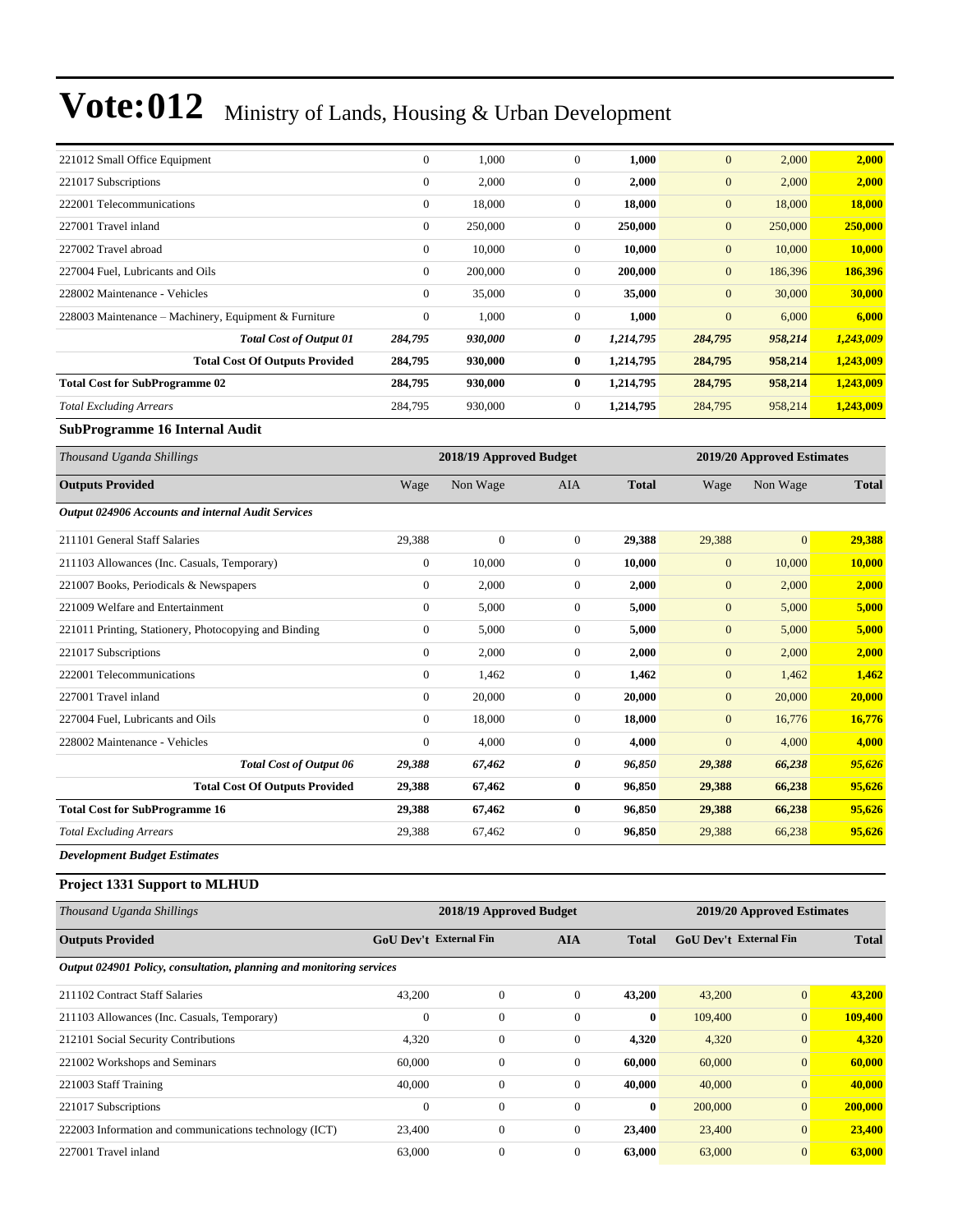# Vote:012 Ministry of Lands, Housing & Urban Development

| | | | | | | | |
|---|---|---|---|---|---|---|---|
| 221012 Small Office Equipment | 0 | 1,000 | 0 | **1,000** | 0 | 2,000 | **2,000** |
| 221017 Subscriptions | 0 | 2,000 | 0 | **2,000** | 0 | 2,000 | **2,000** |
| 222001 Telecommunications | 0 | 18,000 | 0 | **18,000** | 0 | 18,000 | **18,000** |
| 227001 Travel inland | 0 | 250,000 | 0 | **250,000** | 0 | 250,000 | **250,000** |
| 227002 Travel abroad | 0 | 10,000 | 0 | **10,000** | 0 | 10,000 | **10,000** |
| 227004 Fuel, Lubricants and Oils | 0 | 200,000 | 0 | **200,000** | 0 | 186,396 | **186,396** |
| 228002 Maintenance - Vehicles | 0 | 35,000 | 0 | **35,000** | 0 | 30,000 | **30,000** |
| 228003 Maintenance – Machinery, Equipment & Furniture | 0 | 1,000 | 0 | **1,000** | 0 | 6,000 | **6,000** |
| ***Total Cost of Output 01*** | ***284,795*** | ***930,000*** | ***0*** | ***1,214,795*** | ***284,795*** | ***958,214*** | ***1,243,009*** |
| **Total Cost Of Outputs Provided** | **284,795** | **930,000** | **0** | **1,214,795** | **284,795** | **958,214** | **1,243,009** |
| **Total Cost for SubProgramme 02** | **284,795** | **930,000** | **0** | **1,214,795** | **284,795** | **958,214** | **1,243,009** |
| *Total Excluding Arrears* | 284,795 | 930,000 | 0 | **1,214,795** | 284,795 | 958,214 | **1,243,009** |

**SubProgramme 16 Internal Audit**

| *Thousand Uganda Shillings* | 2018/19 Approved Budget | | | | 2019/20 Approved Estimates | | |
|---|---|---|---|---|---|---|---|
| **Outputs Provided** | Wage | Non Wage | AIA | **Total** | Wage | Non Wage | **Total** |
| ***Output 024906 Accounts and internal Audit Services*** | | | | | | | |
| 211101 General Staff Salaries | 29,388 | 0 | 0 | **29,388** | 29,388 | 0 | **29,388** |
| 211103 Allowances (Inc. Casuals, Temporary) | 0 | 10,000 | 0 | **10,000** | 0 | 10,000 | **10,000** |
| 221007 Books, Periodicals & Newspapers | 0 | 2,000 | 0 | **2,000** | 0 | 2,000 | **2,000** |
| 221009 Welfare and Entertainment | 0 | 5,000 | 0 | **5,000** | 0 | 5,000 | **5,000** |
| 221011 Printing, Stationery, Photocopying and Binding | 0 | 5,000 | 0 | **5,000** | 0 | 5,000 | **5,000** |
| 221017 Subscriptions | 0 | 2,000 | 0 | **2,000** | 0 | 2,000 | **2,000** |
| 222001 Telecommunications | 0 | 1,462 | 0 | **1,462** | 0 | 1,462 | **1,462** |
| 227001 Travel inland | 0 | 20,000 | 0 | **20,000** | 0 | 20,000 | **20,000** |
| 227004 Fuel, Lubricants and Oils | 0 | 18,000 | 0 | **18,000** | 0 | 16,776 | **16,776** |
| 228002 Maintenance - Vehicles | 0 | 4,000 | 0 | **4,000** | 0 | 4,000 | **4,000** |
| ***Total Cost of Output 06*** | ***29,388*** | ***67,462*** | ***0*** | ***96,850*** | ***29,388*** | ***66,238*** | ***95,626*** |
| **Total Cost Of Outputs Provided** | **29,388** | **67,462** | **0** | **96,850** | **29,388** | **66,238** | **95,626** |
| **Total Cost for SubProgramme 16** | **29,388** | **67,462** | **0** | **96,850** | **29,388** | **66,238** | **95,626** |
| *Total Excluding Arrears* | 29,388 | 67,462 | 0 | **96,850** | 29,388 | 66,238 | **95,626** |

***Development Budget Estimates***

**Project 1331 Support to MLHUD**

| *Thousand Uganda Shillings* | 2018/19 Approved Budget | | | | 2019/20 Approved Estimates | | |
|---|---|---|---|---|---|---|---|
| **Outputs Provided** | **GoU Dev't** | **External Fin** | **AIA** | **Total** | **GoU Dev't** | **External Fin** | **Total** |
| ***Output 024901 Policy, consultation, planning and monitoring services*** | | | | | | | |
| 211102 Contract Staff Salaries | 43,200 | 0 | 0 | **43,200** | 43,200 | 0 | **43,200** |
| 211103 Allowances (Inc. Casuals, Temporary) | 0 | 0 | 0 | **0** | 109,400 | 0 | **109,400** |
| 212101 Social Security Contributions | 4,320 | 0 | 0 | **4,320** | 4,320 | 0 | **4,320** |
| 221002 Workshops and Seminars | 60,000 | 0 | 0 | **60,000** | 60,000 | 0 | **60,000** |
| 221003 Staff Training | 40,000 | 0 | 0 | **40,000** | 40,000 | 0 | **40,000** |
| 221017 Subscriptions | 0 | 0 | 0 | **0** | 200,000 | 0 | **200,000** |
| 222003 Information and communications technology (ICT) | 23,400 | 0 | 0 | **23,400** | 23,400 | 0 | **23,400** |
| 227001 Travel inland | 63,000 | 0 | 0 | **63,000** | 63,000 | 0 | **63,000** |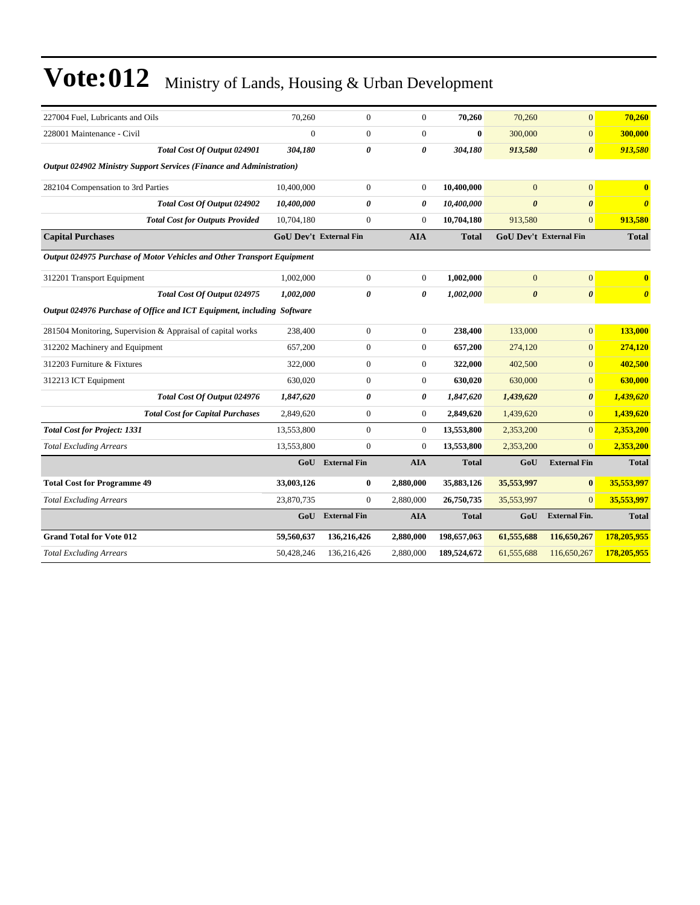# Vote:012 Ministry of Lands, Housing & Urban Development

| | | | | | | | |
|---|---|---|---|---|---|---|---|
| 227004 Fuel, Lubricants and Oils | 70,260 | 0 | 0 | **70,260** | 70,260 | 0 | **70,260** |
| 228001 Maintenance - Civil | 0 | 0 | 0 | **0** | 300,000 | 0 | **300,000** |
| ***Total Cost Of Output 024901*** | ***304,180*** | ***0*** | ***0*** | ***304,180*** | ***913,580*** | ***0*** | ***913,580*** |
| ***Output 024902 Ministry Support Services (Finance and Administration)*** | | | | | | | |
| 282104 Compensation to 3rd Parties | 10,400,000 | 0 | 0 | **10,400,000** | 0 | 0 | **0** |
| ***Total Cost Of Output 024902*** | ***10,400,000*** | ***0*** | ***0*** | ***10,400,000*** | ***0*** | ***0*** | ***0*** |
| ***Total Cost for Outputs Provided*** | 10,704,180 | 0 | 0 | **10,704,180** | 913,580 | 0 | **913,580** |
| **Capital Purchases** | **GoU Dev't** | **External Fin** | **AIA** | **Total** | **GoU Dev't** | **External Fin** | **Total** |
| ***Output 024975 Purchase of Motor Vehicles and Other Transport Equipment*** | | | | | | | |
| 312201 Transport Equipment | 1,002,000 | 0 | 0 | **1,002,000** | 0 | 0 | **0** |
| ***Total Cost Of Output 024975*** | ***1,002,000*** | ***0*** | ***0*** | ***1,002,000*** | ***0*** | ***0*** | ***0*** |
| ***Output 024976 Purchase of Office and ICT Equipment, including Software*** | | | | | | | |
| 281504 Monitoring, Supervision & Appraisal of capital works | 238,400 | 0 | 0 | **238,400** | 133,000 | 0 | **133,000** |
| 312202 Machinery and Equipment | 657,200 | 0 | 0 | **657,200** | 274,120 | 0 | **274,120** |
| 312203 Furniture & Fixtures | 322,000 | 0 | 0 | **322,000** | 402,500 | 0 | **402,500** |
| 312213 ICT Equipment | 630,020 | 0 | 0 | **630,020** | 630,000 | 0 | **630,000** |
| ***Total Cost Of Output 024976*** | ***1,847,620*** | ***0*** | ***0*** | ***1,847,620*** | ***1,439,620*** | ***0*** | ***1,439,620*** |
| ***Total Cost for Capital Purchases*** | 2,849,620 | 0 | 0 | **2,849,620** | 1,439,620 | 0 | **1,439,620** |
| ***Total Cost for Project: 1331*** | 13,553,800 | 0 | 0 | **13,553,800** | 2,353,200 | 0 | **2,353,200** |
| *Total Excluding Arrears* | 13,553,800 | 0 | 0 | **13,553,800** | 2,353,200 | 0 | **2,353,200** |
| | **GoU** | **External Fin** | **AIA** | **Total** | **GoU** | **External Fin** | **Total** |
| **Total Cost for Programme 49** | **33,003,126** | **0** | **2,880,000** | **35,883,126** | **35,553,997** | **0** | **35,553,997** |
| *Total Excluding Arrears* | 23,870,735 | 0 | 2,880,000 | **26,750,735** | 35,553,997 | 0 | **35,553,997** |
| | **GoU** | **External Fin** | **AIA** | **Total** | **GoU** | **External Fin.** | **Total** |
| **Grand Total for Vote 012** | **59,560,637** | **136,216,426** | **2,880,000** | **198,657,063** | **61,555,688** | **116,650,267** | **178,205,955** |
| *Total Excluding Arrears* | 50,428,246 | 136,216,426 | 2,880,000 | **189,524,672** | 61,555,688 | 116,650,267 | **178,205,955** |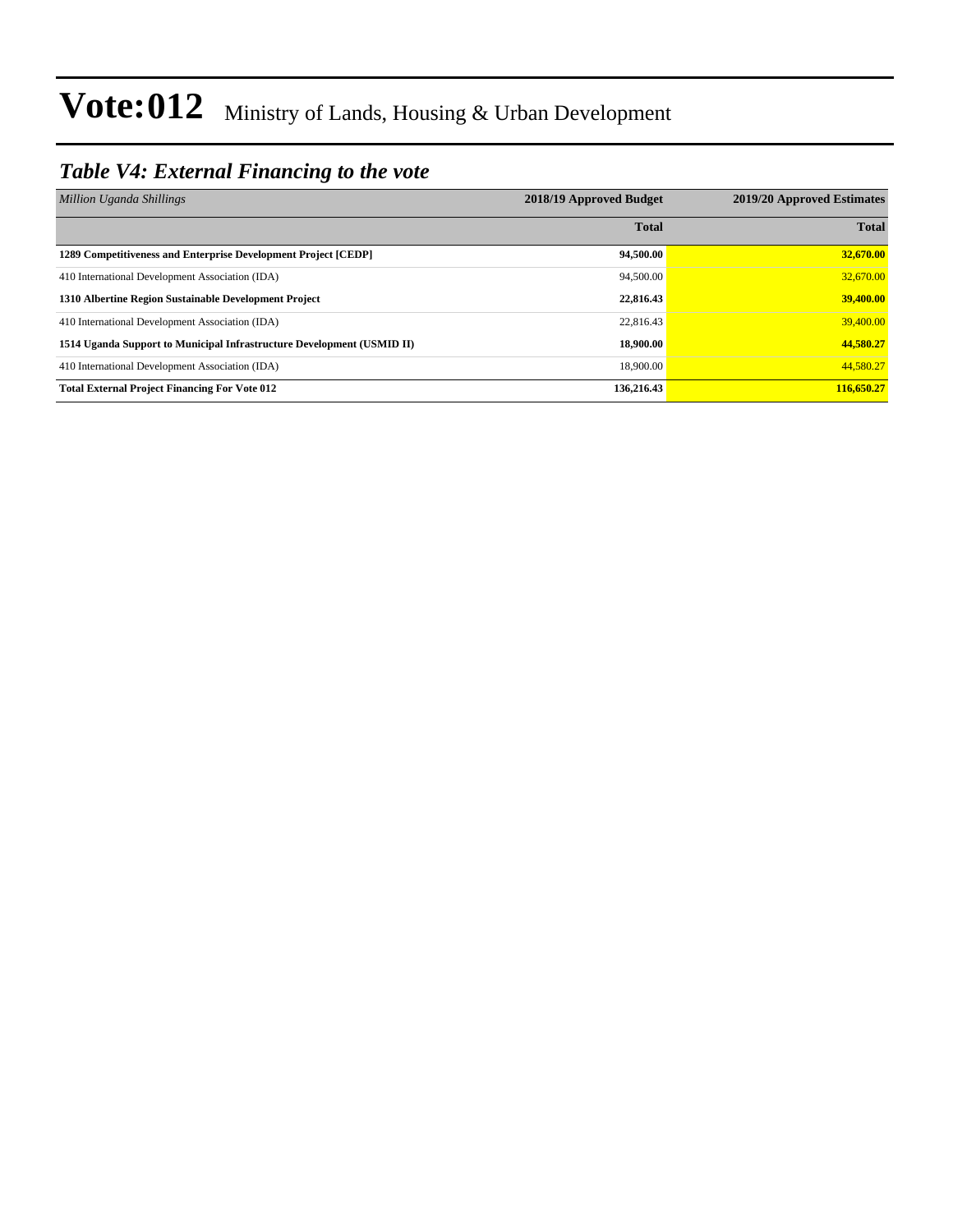# Vote:012 Ministry of Lands, Housing & Urban Development

## *Table V4: External Financing to the vote*

| *Million Uganda Shillings* | 2018/19 Approved Budget | 2019/20 Approved Estimates |
|---|---|---|
| | **Total** | **Total** |
| **1289 Competitiveness and Enterprise Development Project [CEDP]** | **94,500.00** | **32,670.00** |
| 410 International Development Association (IDA) | 94,500.00 | 32,670.00 |
| **1310 Albertine Region Sustainable Development Project** | **22,816.43** | **39,400.00** |
| 410 International Development Association (IDA) | 22,816.43 | 39,400.00 |
| **1514 Uganda Support to Municipal Infrastructure Development (USMID II)** | **18,900.00** | **44,580.27** |
| 410 International Development Association (IDA) | 18,900.00 | 44,580.27 |
| **Total External Project Financing For Vote 012** | **136,216.43** | **116,650.27** |